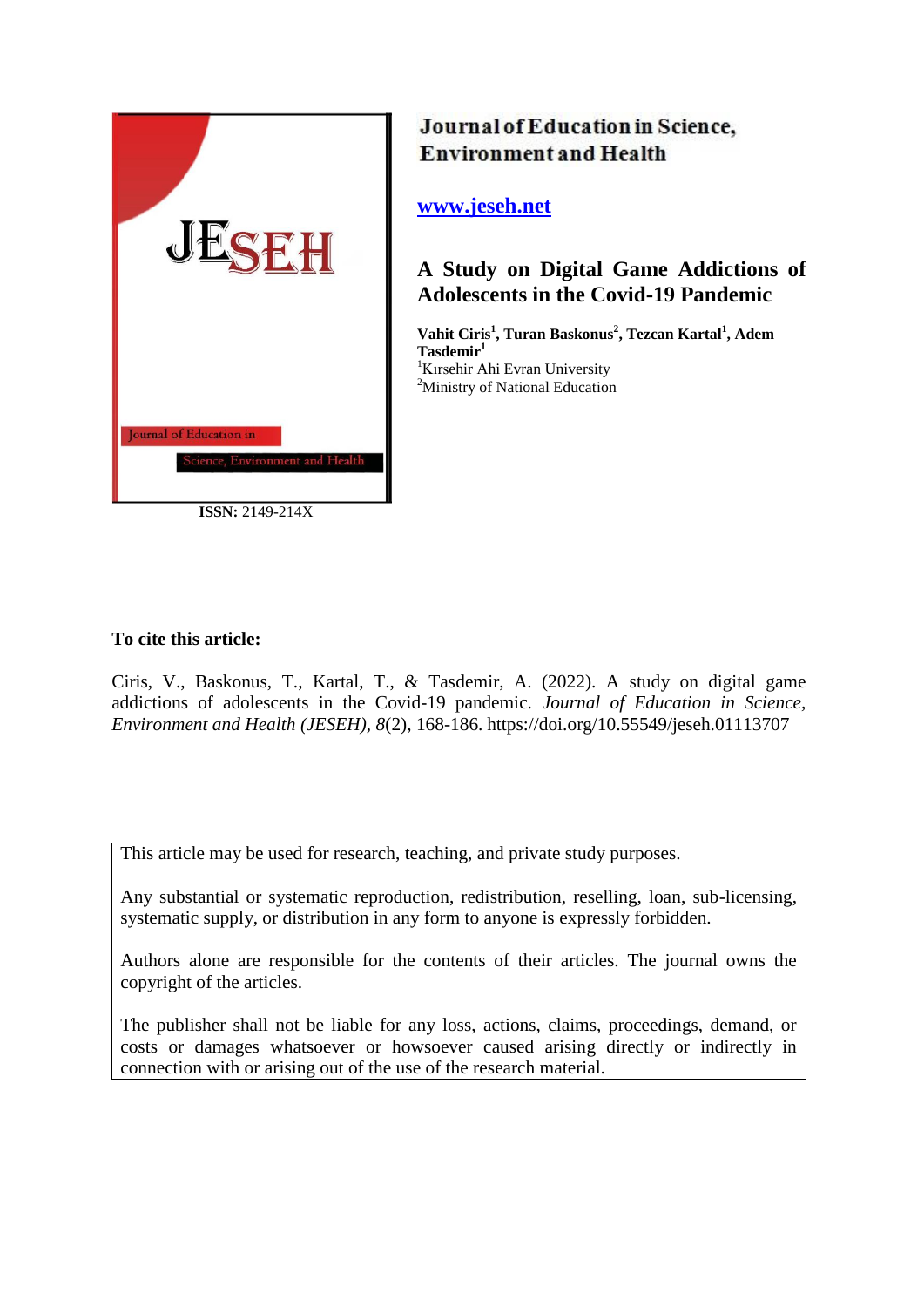JESEH

Journal of Education in Science, Environment and Health

ISSN: 2149-214X

**Journal of Education in Science, Environment and Health**

www.jeseh.net

# A Study on Digital Game Addictions of Adolescents in the Covid-19 Pandemic

**Vahit Ciris[1], Turan Baskonus[2], Tezcan Kartal[1], Adem Tasdemir[1]**

[1]Kırsehir Ahi Evran University

[2]Ministry of National Education

**To cite this article:**

Ciris, V., Baskonus, T., Kartal, T., & Tasdemir, A. (2022). A study on digital game addictions of adolescents in the Covid-19 pandemic. *Journal of Education in Science, Environment and Health (JESEH), 8*(2), 168-186. https://doi.org/10.55549/jeseh.01113707

This article may be used for research, teaching, and private study purposes.

Any substantial or systematic reproduction, redistribution, reselling, loan, sub-licensing, systematic supply, or distribution in any form to anyone is expressly forbidden.

Authors alone are responsible for the contents of their articles. The journal owns the copyright of the articles.

The publisher shall not be liable for any loss, actions, claims, proceedings, demand, or costs or damages whatsoever or howsoever caused arising directly or indirectly in connection with or arising out of the use of the research material.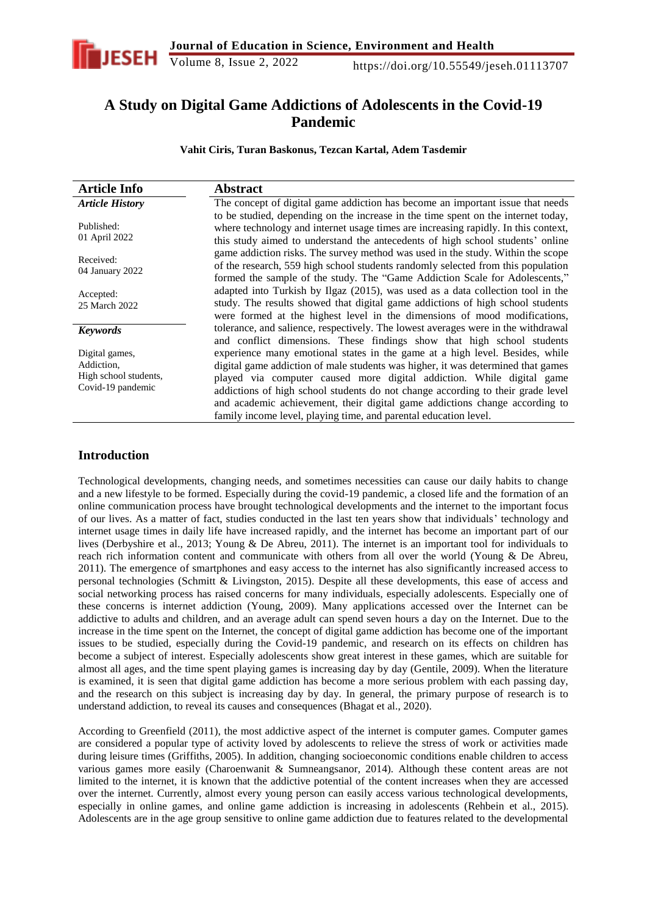# A Study on Digital Game Addictions of Adolescents in the Covid-19 Pandemic

**Vahit Ciris, Turan Baskonus, Tezcan Kartal, Adem Tasdemir**

| Article Info | Abstract |
|---|---|
| ***Article History*** <br><br> Published: <br> 01 April 2022 <br><br> Received: <br> 04 January 2022 <br><br> Accepted: <br> 25 March 2022 <br><br> ***Keywords*** <br><br> Digital games, <br> Addiction, <br> High school students, <br> Covid-19 pandemic | The concept of digital game addiction has become an important issue that needs to be studied, depending on the increase in the time spent on the internet today, where technology and internet usage times are increasing rapidly. In this context, this study aimed to understand the antecedents of high school students' online game addiction risks. The survey method was used in the study. Within the scope of the research, 559 high school students randomly selected from this population formed the sample of the study. The "Game Addiction Scale for Adolescents," adapted into Turkish by Ilgaz (2015), was used as a data collection tool in the study. The results showed that digital game addictions of high school students were formed at the highest level in the dimensions of mood modifications, tolerance, and salience, respectively. The lowest averages were in the withdrawal and conflict dimensions. These findings show that high school students experience many emotional states in the game at a high level. Besides, while digital game addiction of male students was higher, it was determined that games played via computer caused more digital addiction. While digital game addictions of high school students do not change according to their grade level and academic achievement, their digital game addictions change according to family income level, playing time, and parental education level. |

## Introduction

Technological developments, changing needs, and sometimes necessities can cause our daily habits to change and a new lifestyle to be formed. Especially during the covid-19 pandemic, a closed life and the formation of an online communication process have brought technological developments and the internet to the important focus of our lives. As a matter of fact, studies conducted in the last ten years show that individuals' technology and internet usage times in daily life have increased rapidly, and the internet has become an important part of our lives (Derbyshire et al., 2013; Young & De Abreu, 2011). The internet is an important tool for individuals to reach rich information content and communicate with others from all over the world (Young & De Abreu, 2011). The emergence of smartphones and easy access to the internet has also significantly increased access to personal technologies (Schmitt & Livingston, 2015). Despite all these developments, this ease of access and social networking process has raised concerns for many individuals, especially adolescents. Especially one of these concerns is internet addiction (Young, 2009). Many applications accessed over the Internet can be addictive to adults and children, and an average adult can spend seven hours a day on the Internet. Due to the increase in the time spent on the Internet, the concept of digital game addiction has become one of the important issues to be studied, especially during the Covid-19 pandemic, and research on its effects on children has become a subject of interest. Especially adolescents show great interest in these games, which are suitable for almost all ages, and the time spent playing games is increasing day by day (Gentile, 2009). When the literature is examined, it is seen that digital game addiction has become a more serious problem with each passing day, and the research on this subject is increasing day by day. In general, the primary purpose of research is to understand addiction, to reveal its causes and consequences (Bhagat et al., 2020).

According to Greenfield (2011), the most addictive aspect of the internet is computer games. Computer games are considered a popular type of activity loved by adolescents to relieve the stress of work or activities made during leisure times (Griffiths, 2005). In addition, changing socioeconomic conditions enable children to access various games more easily (Charoenwanit & Sumneangsanor, 2014). Although these content areas are not limited to the internet, it is known that the addictive potential of the content increases when they are accessed over the internet. Currently, almost every young person can easily access various technological developments, especially in online games, and online game addiction is increasing in adolescents (Rehbein et al., 2015). Adolescents are in the age group sensitive to online game addiction due to features related to the developmental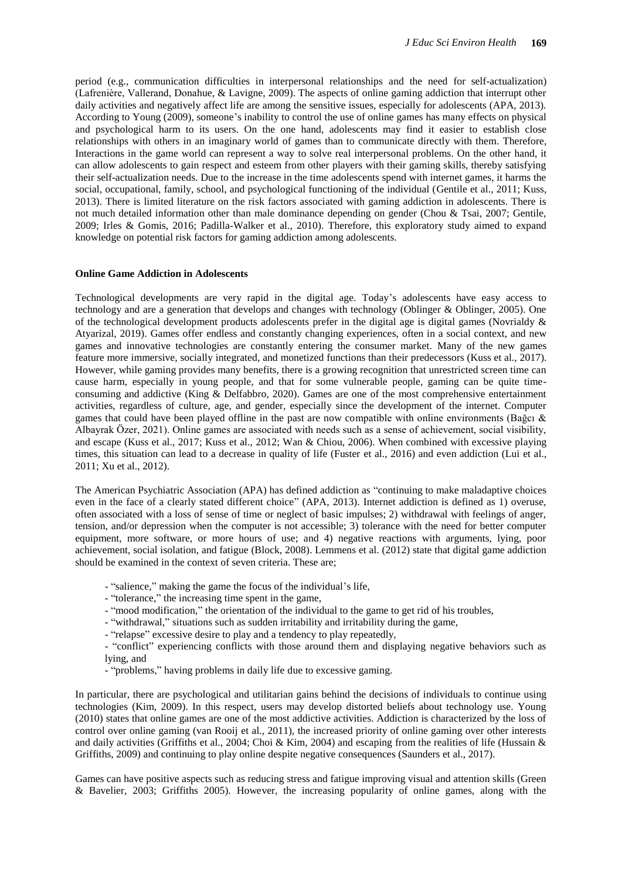period (e.g., communication difficulties in interpersonal relationships and the need for self-actualization) (Lafrenière, Vallerand, Donahue, & Lavigne, 2009). The aspects of online gaming addiction that interrupt other daily activities and negatively affect life are among the sensitive issues, especially for adolescents (APA, 2013). According to Young (2009), someone's inability to control the use of online games has many effects on physical and psychological harm to its users. On the one hand, adolescents may find it easier to establish close relationships with others in an imaginary world of games than to communicate directly with them. Therefore, Interactions in the game world can represent a way to solve real interpersonal problems. On the other hand, it can allow adolescents to gain respect and esteem from other players with their gaming skills, thereby satisfying their self-actualization needs. Due to the increase in the time adolescents spend with internet games, it harms the social, occupational, family, school, and psychological functioning of the individual (Gentile et al., 2011; Kuss, 2013). There is limited literature on the risk factors associated with gaming addiction in adolescents. There is not much detailed information other than male dominance depending on gender (Chou & Tsai, 2007; Gentile, 2009; Irles & Gomis, 2016; Padilla-Walker et al., 2010). Therefore, this exploratory study aimed to expand knowledge on potential risk factors for gaming addiction among adolescents.

## Online Game Addiction in Adolescents

Technological developments are very rapid in the digital age. Today's adolescents have easy access to technology and are a generation that develops and changes with technology (Oblinger & Oblinger, 2005). One of the technological development products adolescents prefer in the digital age is digital games (Novrialdy & Atyarizal, 2019). Games offer endless and constantly changing experiences, often in a social context, and new games and innovative technologies are constantly entering the consumer market. Many of the new games feature more immersive, socially integrated, and monetized functions than their predecessors (Kuss et al., 2017). However, while gaming provides many benefits, there is a growing recognition that unrestricted screen time can cause harm, especially in young people, and that for some vulnerable people, gaming can be quite time-consuming and addictive (King & Delfabbro, 2020). Games are one of the most comprehensive entertainment activities, regardless of culture, age, and gender, especially since the development of the internet. Computer games that could have been played offline in the past are now compatible with online environments (Bağcı & Albayrak Özer, 2021). Online games are associated with needs such as a sense of achievement, social visibility, and escape (Kuss et al., 2017; Kuss et al., 2012; Wan & Chiou, 2006). When combined with excessive playing times, this situation can lead to a decrease in quality of life (Fuster et al., 2016) and even addiction (Lui et al., 2011; Xu et al., 2012).

The American Psychiatric Association (APA) has defined addiction as "continuing to make maladaptive choices even in the face of a clearly stated different choice" (APA, 2013). Internet addiction is defined as 1) overuse, often associated with a loss of sense of time or neglect of basic impulses; 2) withdrawal with feelings of anger, tension, and/or depression when the computer is not accessible; 3) tolerance with the need for better computer equipment, more software, or more hours of use; and 4) negative reactions with arguments, lying, poor achievement, social isolation, and fatigue (Block, 2008). Lemmens et al. (2012) state that digital game addiction should be examined in the context of seven criteria. These are;

- "salience," making the game the focus of the individual's life,
- "tolerance," the increasing time spent in the game,
- "mood modification," the orientation of the individual to the game to get rid of his troubles,
- "withdrawal," situations such as sudden irritability and irritability during the game,
- "relapse" excessive desire to play and a tendency to play repeatedly,
- "conflict" experiencing conflicts with those around them and displaying negative behaviors such as lying, and
- "problems," having problems in daily life due to excessive gaming.

In particular, there are psychological and utilitarian gains behind the decisions of individuals to continue using technologies (Kim, 2009). In this respect, users may develop distorted beliefs about technology use. Young (2010) states that online games are one of the most addictive activities. Addiction is characterized by the loss of control over online gaming (van Rooij et al., 2011), the increased priority of online gaming over other interests and daily activities (Griffiths et al., 2004; Choi & Kim, 2004) and escaping from the realities of life (Hussain & Griffiths, 2009) and continuing to play online despite negative consequences (Saunders et al., 2017).

Games can have positive aspects such as reducing stress and fatigue improving visual and attention skills (Green & Bavelier, 2003; Griffiths 2005). However, the increasing popularity of online games, along with the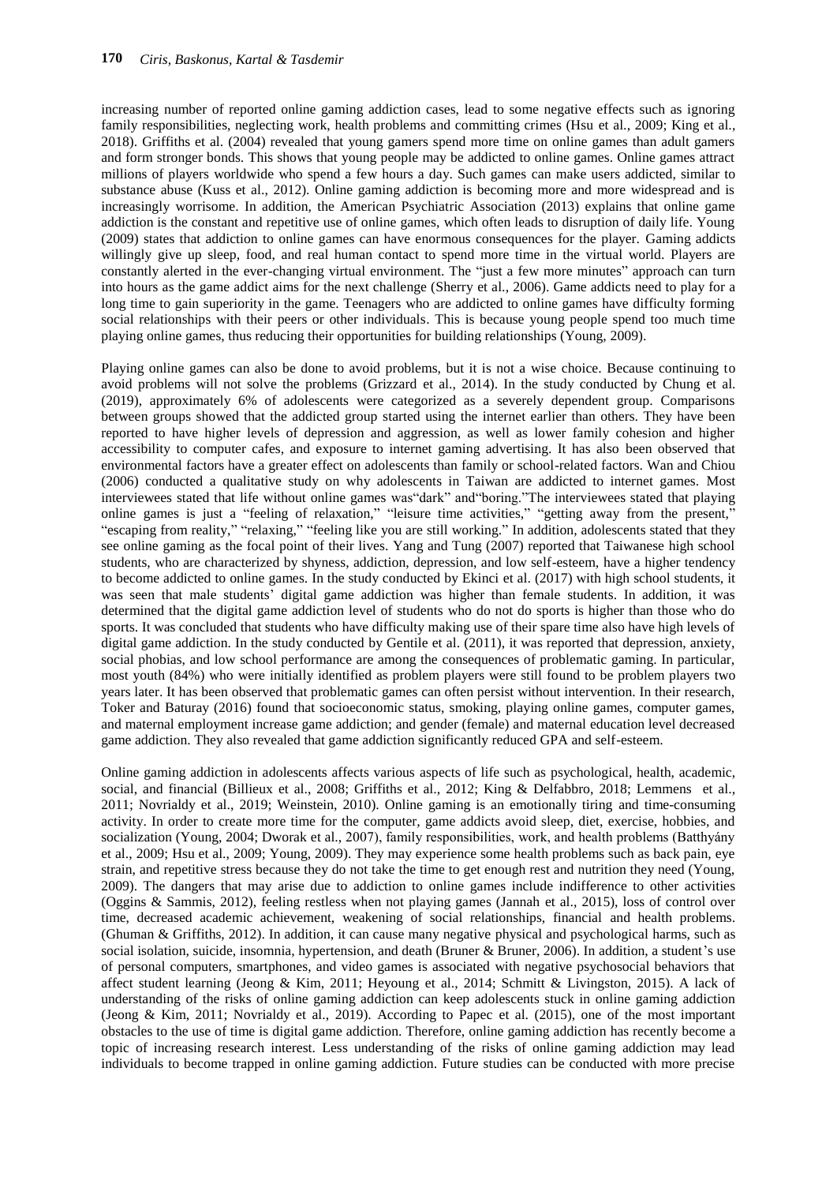increasing number of reported online gaming addiction cases, lead to some negative effects such as ignoring family responsibilities, neglecting work, health problems and committing crimes (Hsu et al., 2009; King et al., 2018). Griffiths et al. (2004) revealed that young gamers spend more time on online games than adult gamers and form stronger bonds. This shows that young people may be addicted to online games. Online games attract millions of players worldwide who spend a few hours a day. Such games can make users addicted, similar to substance abuse (Kuss et al., 2012). Online gaming addiction is becoming more and more widespread and is increasingly worrisome. In addition, the American Psychiatric Association (2013) explains that online game addiction is the constant and repetitive use of online games, which often leads to disruption of daily life. Young (2009) states that addiction to online games can have enormous consequences for the player. Gaming addicts willingly give up sleep, food, and real human contact to spend more time in the virtual world. Players are constantly alerted in the ever-changing virtual environment. The "just a few more minutes" approach can turn into hours as the game addict aims for the next challenge (Sherry et al., 2006). Game addicts need to play for a long time to gain superiority in the game. Teenagers who are addicted to online games have difficulty forming social relationships with their peers or other individuals. This is because young people spend too much time playing online games, thus reducing their opportunities for building relationships (Young, 2009).

Playing online games can also be done to avoid problems, but it is not a wise choice. Because continuing to avoid problems will not solve the problems (Grizzard et al., 2014). In the study conducted by Chung et al. (2019), approximately 6% of adolescents were categorized as a severely dependent group. Comparisons between groups showed that the addicted group started using the internet earlier than others. They have been reported to have higher levels of depression and aggression, as well as lower family cohesion and higher accessibility to computer cafes, and exposure to internet gaming advertising. It has also been observed that environmental factors have a greater effect on adolescents than family or school-related factors. Wan and Chiou (2006) conducted a qualitative study on why adolescents in Taiwan are addicted to internet games. Most interviewees stated that life without online games was"dark" and"boring."The interviewees stated that playing online games is just a "feeling of relaxation," "leisure time activities," "getting away from the present," "escaping from reality," "relaxing," "feeling like you are still working." In addition, adolescents stated that they see online gaming as the focal point of their lives. Yang and Tung (2007) reported that Taiwanese high school students, who are characterized by shyness, addiction, depression, and low self-esteem, have a higher tendency to become addicted to online games. In the study conducted by Ekinci et al. (2017) with high school students, it was seen that male students' digital game addiction was higher than female students. In addition, it was determined that the digital game addiction level of students who do not do sports is higher than those who do sports. It was concluded that students who have difficulty making use of their spare time also have high levels of digital game addiction. In the study conducted by Gentile et al. (2011), it was reported that depression, anxiety, social phobias, and low school performance are among the consequences of problematic gaming. In particular, most youth (84%) who were initially identified as problem players were still found to be problem players two years later. It has been observed that problematic games can often persist without intervention. In their research, Toker and Baturay (2016) found that socioeconomic status, smoking, playing online games, computer games, and maternal employment increase game addiction; and gender (female) and maternal education level decreased game addiction. They also revealed that game addiction significantly reduced GPA and self-esteem.

Online gaming addiction in adolescents affects various aspects of life such as psychological, health, academic, social, and financial (Billieux et al., 2008; Griffiths et al., 2012; King & Delfabbro, 2018; Lemmens et al., 2011; Novrialdy et al., 2019; Weinstein, 2010). Online gaming is an emotionally tiring and time-consuming activity. In order to create more time for the computer, game addicts avoid sleep, diet, exercise, hobbies, and socialization (Young, 2004; Dworak et al., 2007), family responsibilities, work, and health problems (Batthyány et al., 2009; Hsu et al., 2009; Young, 2009). They may experience some health problems such as back pain, eye strain, and repetitive stress because they do not take the time to get enough rest and nutrition they need (Young, 2009). The dangers that may arise due to addiction to online games include indifference to other activities (Oggins & Sammis, 2012), feeling restless when not playing games (Jannah et al., 2015), loss of control over time, decreased academic achievement, weakening of social relationships, financial and health problems. (Ghuman & Griffiths, 2012). In addition, it can cause many negative physical and psychological harms, such as social isolation, suicide, insomnia, hypertension, and death (Bruner & Bruner, 2006). In addition, a student's use of personal computers, smartphones, and video games is associated with negative psychosocial behaviors that affect student learning (Jeong & Kim, 2011; Heyoung et al., 2014; Schmitt & Livingston, 2015). A lack of understanding of the risks of online gaming addiction can keep adolescents stuck in online gaming addiction (Jeong & Kim, 2011; Novrialdy et al., 2019). According to Papec et al. (2015), one of the most important obstacles to the use of time is digital game addiction. Therefore, online gaming addiction has recently become a topic of increasing research interest. Less understanding of the risks of online gaming addiction may lead individuals to become trapped in online gaming addiction. Future studies can be conducted with more precise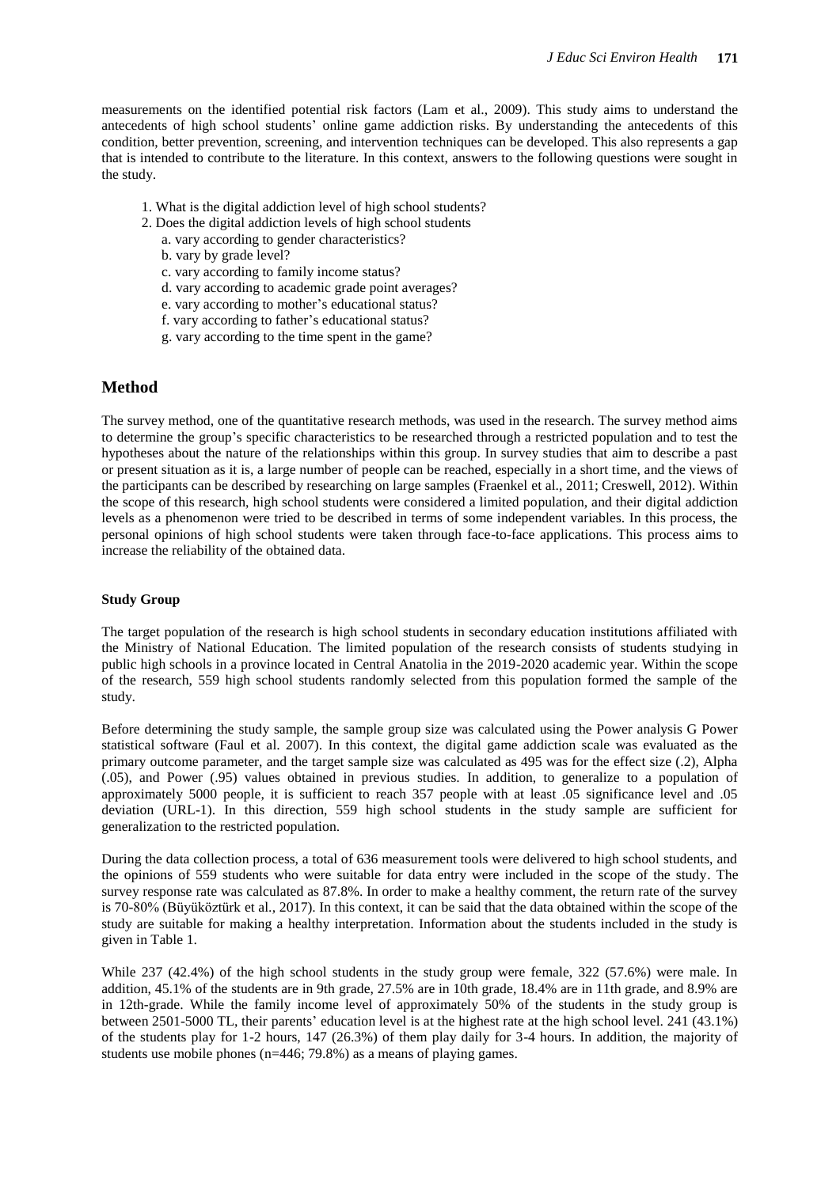measurements on the identified potential risk factors (Lam et al., 2009). This study aims to understand the antecedents of high school students' online game addiction risks. By understanding the antecedents of this condition, better prevention, screening, and intervention techniques can be developed. This also represents a gap that is intended to contribute to the literature. In this context, answers to the following questions were sought in the study.

1. What is the digital addiction level of high school students?
2. Does the digital addiction levels of high school students
    a. vary according to gender characteristics?
    b. vary by grade level?
    c. vary according to family income status?
    d. vary according to academic grade point averages?
    e. vary according to mother's educational status?
    f. vary according to father's educational status?
    g. vary according to the time spent in the game?

## Method

The survey method, one of the quantitative research methods, was used in the research. The survey method aims to determine the group's specific characteristics to be researched through a restricted population and to test the hypotheses about the nature of the relationships within this group. In survey studies that aim to describe a past or present situation as it is, a large number of people can be reached, especially in a short time, and the views of the participants can be described by researching on large samples (Fraenkel et al., 2011; Creswell, 2012). Within the scope of this research, high school students were considered a limited population, and their digital addiction levels as a phenomenon were tried to be described in terms of some independent variables. In this process, the personal opinions of high school students were taken through face-to-face applications. This process aims to increase the reliability of the obtained data.

### Study Group

The target population of the research is high school students in secondary education institutions affiliated with the Ministry of National Education. The limited population of the research consists of students studying in public high schools in a province located in Central Anatolia in the 2019-2020 academic year. Within the scope of the research, 559 high school students randomly selected from this population formed the sample of the study.

Before determining the study sample, the sample group size was calculated using the Power analysis G Power statistical software (Faul et al. 2007). In this context, the digital game addiction scale was evaluated as the primary outcome parameter, and the target sample size was calculated as 495 was for the effect size (.2), Alpha (.05), and Power (.95) values obtained in previous studies. In addition, to generalize to a population of approximately 5000 people, it is sufficient to reach 357 people with at least .05 significance level and .05 deviation (URL-1). In this direction, 559 high school students in the study sample are sufficient for generalization to the restricted population.

During the data collection process, a total of 636 measurement tools were delivered to high school students, and the opinions of 559 students who were suitable for data entry were included in the scope of the study. The survey response rate was calculated as 87.8%. In order to make a healthy comment, the return rate of the survey is 70-80% (Büyüköztürk et al., 2017). In this context, it can be said that the data obtained within the scope of the study are suitable for making a healthy interpretation. Information about the students included in the study is given in Table 1.

While 237 (42.4%) of the high school students in the study group were female, 322 (57.6%) were male. In addition, 45.1% of the students are in 9th grade, 27.5% are in 10th grade, 18.4% are in 11th grade, and 8.9% are in 12th-grade. While the family income level of approximately 50% of the students in the study group is between 2501-5000 TL, their parents' education level is at the highest rate at the high school level. 241 (43.1%) of the students play for 1-2 hours, 147 (26.3%) of them play daily for 3-4 hours. In addition, the majority of students use mobile phones (n=446; 79.8%) as a means of playing games.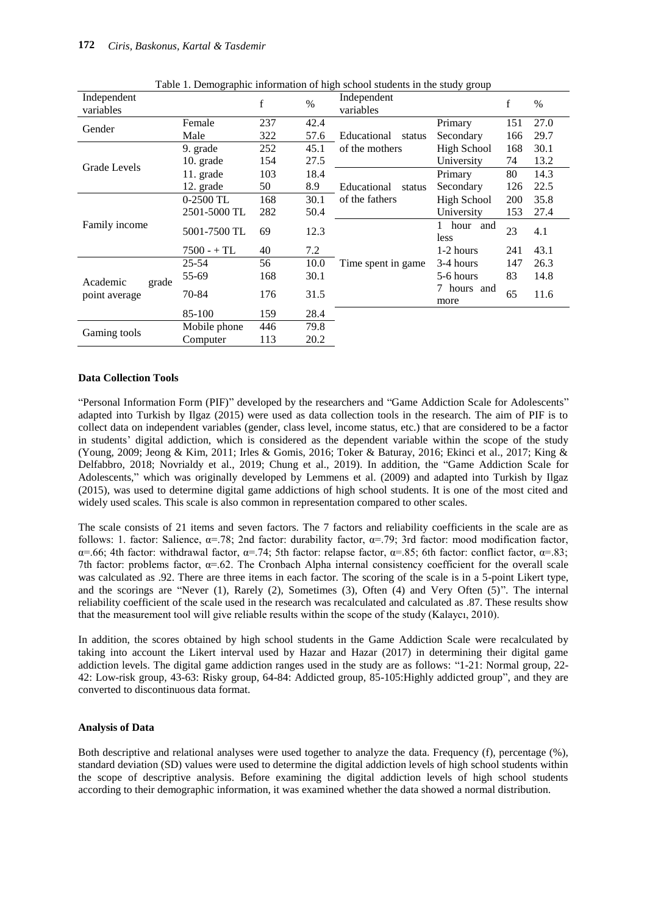Table 1. Demographic information of high school students in the study group

| Independent variables | | f | % | Independent variables | | f | % |
|---|---|---|---|---|---|---|---|
| Gender | Female | 237 | 42.4 | Educational status of the mothers | Primary | 151 | 27.0 |
| | Male | 322 | 57.6 | | Secondary | 166 | 29.7 |
| Grade Levels | 9. grade | 252 | 45.1 | | High School | 168 | 30.1 |
| | 10. grade | 154 | 27.5 | | University | 74 | 13.2 |
| | 11. grade | 103 | 18.4 | Educational status of the fathers | Primary | 80 | 14.3 |
| | 12. grade | 50 | 8.9 | | Secondary | 126 | 22.5 |
| Family income | 0-2500 TL | 168 | 30.1 | | High School | 200 | 35.8 |
| | 2501-5000 TL | 282 | 50.4 | | University | 153 | 27.4 |
| | 5001-7500 TL | 69 | 12.3 | Time spent in game | 1 hour and less | 23 | 4.1 |
| | 7500 - + TL | 40 | 7.2 | | 1-2 hours | 241 | 43.1 |
| Academic grade point average | 25-54 | 56 | 10.0 | | 3-4 hours | 147 | 26.3 |
| | 55-69 | 168 | 30.1 | | 5-6 hours | 83 | 14.8 |
| | 70-84 | 176 | 31.5 | | 7 hours and more | 65 | 11.6 |
| | 85-100 | 159 | 28.4 | | | | |
| Gaming tools | Mobile phone | 446 | 79.8 | | | | |
| | Computer | 113 | 20.2 | | | | |

**Data Collection Tools**

"Personal Information Form (PIF)" developed by the researchers and "Game Addiction Scale for Adolescents" adapted into Turkish by Ilgaz (2015) were used as data collection tools in the research. The aim of PIF is to collect data on independent variables (gender, class level, income status, etc.) that are considered to be a factor in students' digital addiction, which is considered as the dependent variable within the scope of the study (Young, 2009; Jeong & Kim, 2011; Irles & Gomis, 2016; Toker & Baturay, 2016; Ekinci et al., 2017; King & Delfabbro, 2018; Novrialdy et al., 2019; Chung et al., 2019). In addition, the "Game Addiction Scale for Adolescents," which was originally developed by Lemmens et al. (2009) and adapted into Turkish by Ilgaz (2015), was used to determine digital game addictions of high school students. It is one of the most cited and widely used scales. This scale is also common in representation compared to other scales.

The scale consists of 21 items and seven factors. The 7 factors and reliability coefficients in the scale are as follows: 1. factor: Salience, α=.78; 2nd factor: durability factor, α=.79; 3rd factor: mood modification factor, α=.66; 4th factor: withdrawal factor, α=.74; 5th factor: relapse factor, α=.85; 6th factor: conflict factor, α=.83; 7th factor: problems factor, α=.62. The Cronbach Alpha internal consistency coefficient for the overall scale was calculated as .92. There are three items in each factor. The scoring of the scale is in a 5-point Likert type, and the scorings are "Never (1), Rarely (2), Sometimes (3), Often (4) and Very Often (5)". The internal reliability coefficient of the scale used in the research was recalculated and calculated as .87. These results show that the measurement tool will give reliable results within the scope of the study (Kalaycı, 2010).

In addition, the scores obtained by high school students in the Game Addiction Scale were recalculated by taking into account the Likert interval used by Hazar and Hazar (2017) in determining their digital game addiction levels. The digital game addiction ranges used in the study are as follows: "1-21: Normal group, 22-42: Low-risk group, 43-63: Risky group, 64-84: Addicted group, 85-105:Highly addicted group", and they are converted to discontinuous data format.

**Analysis of Data**

Both descriptive and relational analyses were used together to analyze the data. Frequency (f), percentage (%), standard deviation (SD) values were used to determine the digital addiction levels of high school students within the scope of descriptive analysis. Before examining the digital addiction levels of high school students according to their demographic information, it was examined whether the data showed a normal distribution.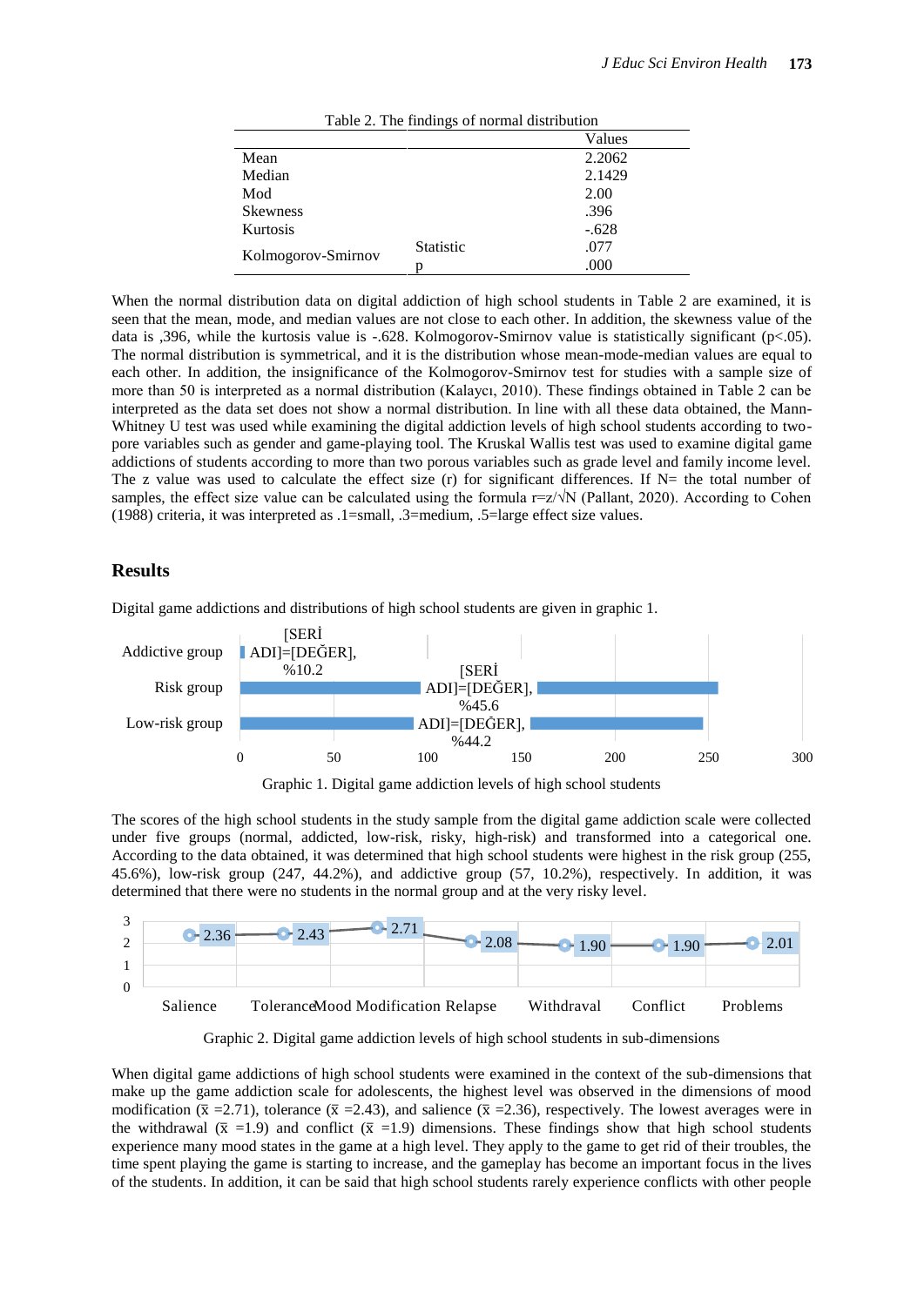Table 2. The findings of normal distribution

| | | Values |
|---|---|---|
| Mean | | 2.2062 |
| Median | | 2.1429 |
| Mod | | 2.00 |
| Skewness | | .396 |
| Kurtosis | | -.628 |
| Kolmogorov-Smirnov | Statistic | .077 |
| | p | .000 |

When the normal distribution data on digital addiction of high school students in Table 2 are examined, it is seen that the mean, mode, and median values are not close to each other. In addition, the skewness value of the data is ,396, while the kurtosis value is -.628. Kolmogorov-Smirnov value is statistically significant ($p<.05$). The normal distribution is symmetrical, and it is the distribution whose mean-mode-median values are equal to each other. In addition, the insignificance of the Kolmogorov-Smirnov test for studies with a sample size of more than 50 is interpreted as a normal distribution (Kalaycı, 2010). These findings obtained in Table 2 can be interpreted as the data set does not show a normal distribution. In line with all these data obtained, the Mann-Whitney U test was used while examining the digital addiction levels of high school students according to two-pore variables such as gender and game-playing tool. The Kruskal Wallis test was used to examine digital game addictions of students according to more than two porous variables such as grade level and family income level. The z value was used to calculate the effect size (r) for significant differences. If N= the total number of samples, the effect size value can be calculated using the formula $r=z/\sqrt{N}$ (Pallant, 2020). According to Cohen (1988) criteria, it was interpreted as .1=small, .3=medium, .5=large effect size values.

## Results

Digital game addictions and distributions of high school students are given in graphic 1.

| | Value |
|---|---|
| Addictive group | [SERİ ADI]=[DEĞER], %10.2 |
| Risk group | [SERİ ADI]=[DEĞER], %45.6 |
| Low-risk group | [SERİ ADI]=[DEĞER], %44.2 |

Graphic 1. Digital game addiction levels of high school students

The scores of the high school students in the study sample from the digital game addiction scale were collected under five groups (normal, addicted, low-risk, risky, high-risk) and transformed into a categorical one. According to the data obtained, it was determined that high school students were highest in the risk group (255, 45.6%), low-risk group (247, 44.2%), and addictive group (57, 10.2%), respectively. In addition, it was determined that there were no students in the normal group and at the very risky level.

| Salience | Tolerance | Mood Modification | Relapse | Withdraval | Conflict | Problems |
|---|---|---|---|---|---|---|
| 2.36 | 2.43 | 2.71 | 2.08 | 1.90 | 1.90 | 2.01 |

Graphic 2. Digital game addiction levels of high school students in sub-dimensions

When digital game addictions of high school students were examined in the context of the sub-dimensions that make up the game addiction scale for adolescents, the highest level was observed in the dimensions of mood modification ($\bar{x}$ =2.71), tolerance ($\bar{x}$ =2.43), and salience ($\bar{x}$ =2.36), respectively. The lowest averages were in the withdrawal ($\bar{x}$ =1.9) and conflict ($\bar{x}$ =1.9) dimensions. These findings show that high school students experience many mood states in the game at a high level. They apply to the game to get rid of their troubles, the time spent playing the game is starting to increase, and the gameplay has become an important focus in the lives of the students. In addition, it can be said that high school students rarely experience conflicts with other people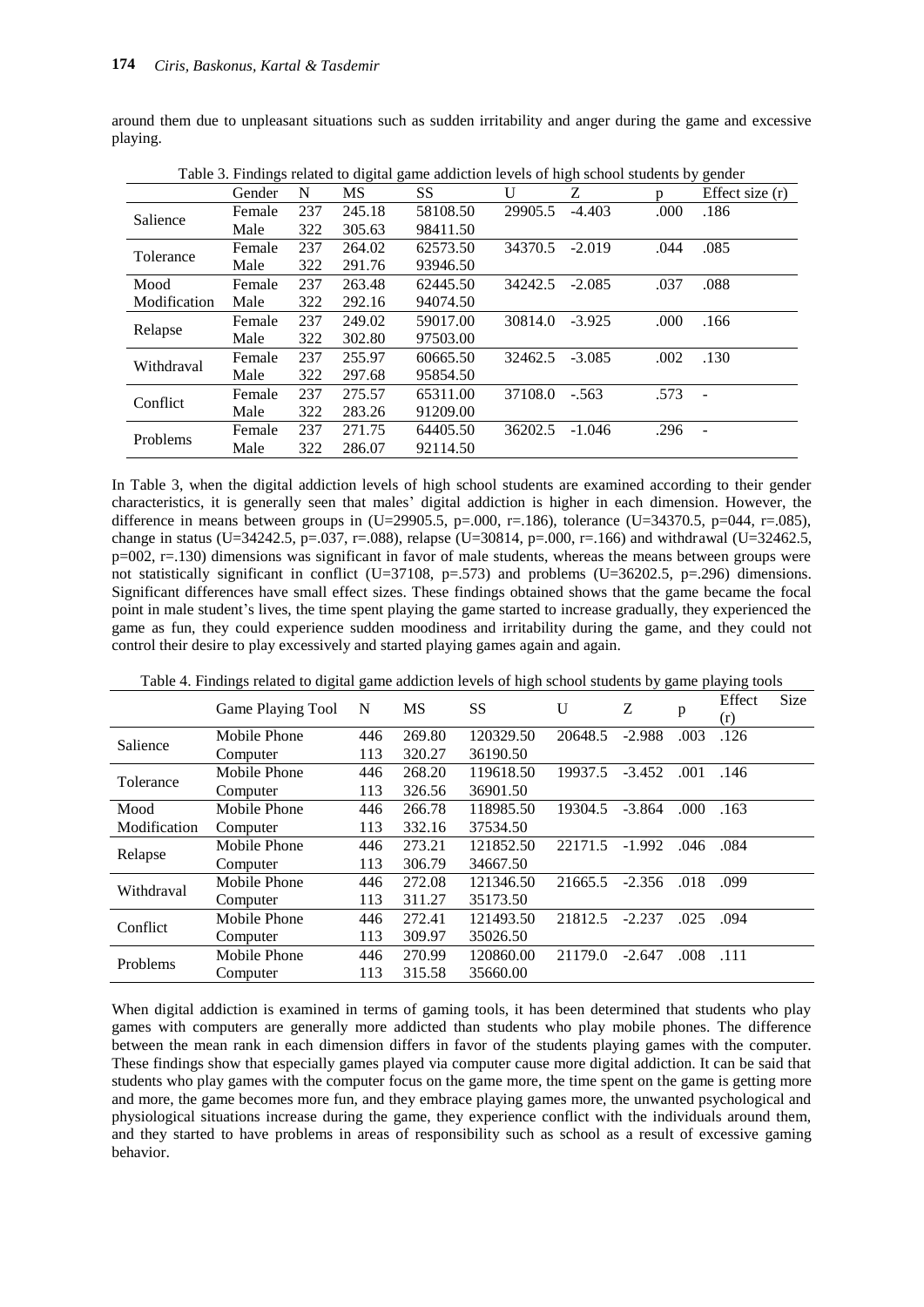around them due to unpleasant situations such as sudden irritability and anger during the game and excessive playing.

Table 3. Findings related to digital game addiction levels of high school students by gender

| | Gender | N | MS | SS | U | Z | p | Effect size (r) |
|---|---|---|---|---|---|---|---|---|
| Salience | Female | 237 | 245.18 | 58108.50 | 29905.5 | -4.403 | .000 | .186 |
| | Male | 322 | 305.63 | 98411.50 | | | | |
| Tolerance | Female | 237 | 264.02 | 62573.50 | 34370.5 | -2.019 | .044 | .085 |
| | Male | 322 | 291.76 | 93946.50 | | | | |
| Mood Modification | Female | 237 | 263.48 | 62445.50 | 34242.5 | -2.085 | .037 | .088 |
| | Male | 322 | 292.16 | 94074.50 | | | | |
| Relapse | Female | 237 | 249.02 | 59017.00 | 30814.0 | -3.925 | .000 | .166 |
| | Male | 322 | 302.80 | 97503.00 | | | | |
| Withdraval | Female | 237 | 255.97 | 60665.50 | 32462.5 | -3.085 | .002 | .130 |
| | Male | 322 | 297.68 | 95854.50 | | | | |
| Conflict | Female | 237 | 275.57 | 65311.00 | 37108.0 | -.563 | .573 | - |
| | Male | 322 | 283.26 | 91209.00 | | | | |
| Problems | Female | 237 | 271.75 | 64405.50 | 36202.5 | -1.046 | .296 | - |
| | Male | 322 | 286.07 | 92114.50 | | | | |

In Table 3, when the digital addiction levels of high school students are examined according to their gender characteristics, it is generally seen that males' digital addiction is higher in each dimension. However, the difference in means between groups in (U=29905.5, p=.000, r=.186), tolerance (U=34370.5, p=044, r=.085), change in status (U=34242.5, p=.037, r=.088), relapse (U=30814, p=.000, r=.166) and withdrawal (U=32462.5, p=002, r=.130) dimensions was significant in favor of male students, whereas the means between groups were not statistically significant in conflict (U=37108, p=.573) and problems (U=36202.5, p=.296) dimensions. Significant differences have small effect sizes. These findings obtained shows that the game became the focal point in male student's lives, the time spent playing the game started to increase gradually, they experienced the game as fun, they could experience sudden moodiness and irritability during the game, and they could not control their desire to play excessively and started playing games again and again.

Table 4. Findings related to digital game addiction levels of high school students by game playing tools

| | Game Playing Tool | N | MS | SS | U | Z | p | Effect Size (r) |
|---|---|---|---|---|---|---|---|---|
| Salience | Mobile Phone | 446 | 269.80 | 120329.50 | 20648.5 | -2.988 | .003 | .126 |
| | Computer | 113 | 320.27 | 36190.50 | | | | |
| Tolerance | Mobile Phone | 446 | 268.20 | 119618.50 | 19937.5 | -3.452 | .001 | .146 |
| | Computer | 113 | 326.56 | 36901.50 | | | | |
| Mood Modification | Mobile Phone | 446 | 266.78 | 118985.50 | 19304.5 | -3.864 | .000 | .163 |
| | Computer | 113 | 332.16 | 37534.50 | | | | |
| Relapse | Mobile Phone | 446 | 273.21 | 121852.50 | 22171.5 | -1.992 | .046 | .084 |
| | Computer | 113 | 306.79 | 34667.50 | | | | |
| Withdraval | Mobile Phone | 446 | 272.08 | 121346.50 | 21665.5 | -2.356 | .018 | .099 |
| | Computer | 113 | 311.27 | 35173.50 | | | | |
| Conflict | Mobile Phone | 446 | 272.41 | 121493.50 | 21812.5 | -2.237 | .025 | .094 |
| | Computer | 113 | 309.97 | 35026.50 | | | | |
| Problems | Mobile Phone | 446 | 270.99 | 120860.00 | 21179.0 | -2.647 | .008 | .111 |
| | Computer | 113 | 315.58 | 35660.00 | | | | |

When digital addiction is examined in terms of gaming tools, it has been determined that students who play games with computers are generally more addicted than students who play mobile phones. The difference between the mean rank in each dimension differs in favor of the students playing games with the computer. These findings show that especially games played via computer cause more digital addiction. It can be said that students who play games with the computer focus on the game more, the time spent on the game is getting more and more, the game becomes more fun, and they embrace playing games more, the unwanted psychological and physiological situations increase during the game, they experience conflict with the individuals around them, and they started to have problems in areas of responsibility such as school as a result of excessive gaming behavior.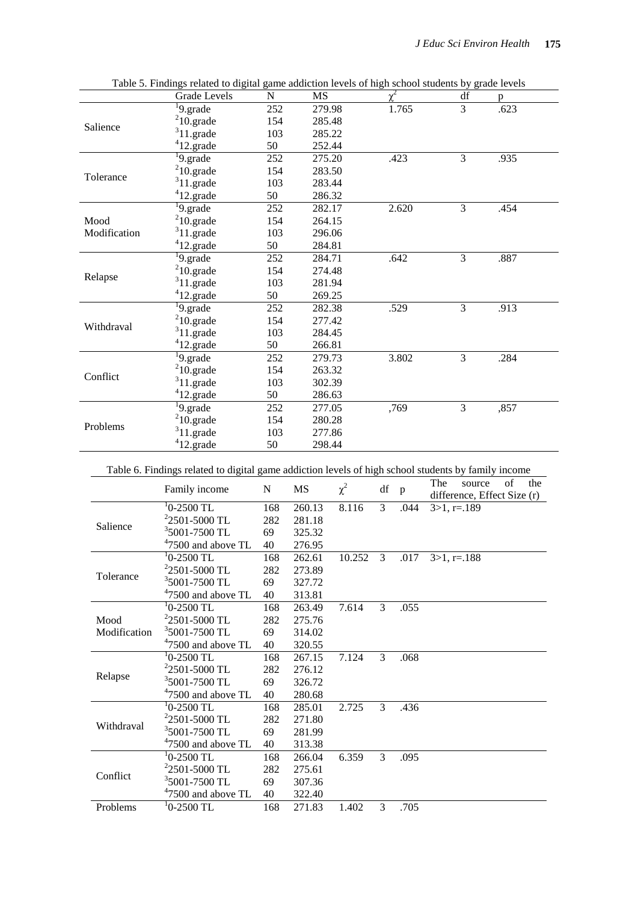Table 5. Findings related to digital game addiction levels of high school students by grade levels

| | Grade Levels | N | MS | $\chi^2$ | df | p |
|---|---|---|---|---|---|---|
| Salience | [1]9.grade | 252 | 279.98 | 1.765 | 3 | .623 |
| | [2]10.grade | 154 | 285.48 | | | |
| | [3]11.grade | 103 | 285.22 | | | |
| | [4]12.grade | 50 | 252.44 | | | |
| Tolerance | [1]9.grade | 252 | 275.20 | .423 | 3 | .935 |
| | [2]10.grade | 154 | 283.50 | | | |
| | [3]11.grade | 103 | 283.44 | | | |
| | [4]12.grade | 50 | 286.32 | | | |
| Mood Modification | [1]9.grade | 252 | 282.17 | 2.620 | 3 | .454 |
| | [2]10.grade | 154 | 264.15 | | | |
| | [3]11.grade | 103 | 296.06 | | | |
| | [4]12.grade | 50 | 284.81 | | | |
| Relapse | [1]9.grade | 252 | 284.71 | .642 | 3 | .887 |
| | [2]10.grade | 154 | 274.48 | | | |
| | [3]11.grade | 103 | 281.94 | | | |
| | [4]12.grade | 50 | 269.25 | | | |
| Withdraval | [1]9.grade | 252 | 282.38 | .529 | 3 | .913 |
| | [2]10.grade | 154 | 277.42 | | | |
| | [3]11.grade | 103 | 284.45 | | | |
| | [4]12.grade | 50 | 266.81 | | | |
| Conflict | [1]9.grade | 252 | 279.73 | 3.802 | 3 | .284 |
| | [2]10.grade | 154 | 263.32 | | | |
| | [3]11.grade | 103 | 302.39 | | | |
| | [4]12.grade | 50 | 286.63 | | | |
| Problems | [1]9.grade | 252 | 277.05 | ,769 | 3 | ,857 |
| | [2]10.grade | 154 | 280.28 | | | |
| | [3]11.grade | 103 | 277.86 | | | |
| | [4]12.grade | 50 | 298.44 | | | |

Table 6. Findings related to digital game addiction levels of high school students by family income

| | Family income | N | MS | $\chi^2$ | df | p | The source of the difference, Effect Size (r) |
|---|---|---|---|---|---|---|---|
| Salience | [1]0-2500 TL | 168 | 260.13 | 8.116 | 3 | .044 | 3>1, r=.189 |
| | [2]2501-5000 TL | 282 | 281.18 | | | | |
| | [3]5001-7500 TL | 69 | 325.32 | | | | |
| | [4]7500 and above TL | 40 | 276.95 | | | | |
| Tolerance | [1]0-2500 TL | 168 | 262.61 | 10.252 | 3 | .017 | 3>1, r=.188 |
| | [2]2501-5000 TL | 282 | 273.89 | | | | |
| | [3]5001-7500 TL | 69 | 327.72 | | | | |
| | [4]7500 and above TL | 40 | 313.81 | | | | |
| Mood Modification | [1]0-2500 TL | 168 | 263.49 | 7.614 | 3 | .055 | |
| | [2]2501-5000 TL | 282 | 275.76 | | | | |
| | [3]5001-7500 TL | 69 | 314.02 | | | | |
| | [4]7500 and above TL | 40 | 320.55 | | | | |
| Relapse | [1]0-2500 TL | 168 | 267.15 | 7.124 | 3 | .068 | |
| | [2]2501-5000 TL | 282 | 276.12 | | | | |
| | [3]5001-7500 TL | 69 | 326.72 | | | | |
| | [4]7500 and above TL | 40 | 280.68 | | | | |
| Withdraval | [1]0-2500 TL | 168 | 285.01 | 2.725 | 3 | .436 | |
| | [2]2501-5000 TL | 282 | 271.80 | | | | |
| | [3]5001-7500 TL | 69 | 281.99 | | | | |
| | [4]7500 and above TL | 40 | 313.38 | | | | |
| Conflict | [1]0-2500 TL | 168 | 266.04 | 6.359 | 3 | .095 | |
| | [2]2501-5000 TL | 282 | 275.61 | | | | |
| | [3]5001-7500 TL | 69 | 307.36 | | | | |
| | [4]7500 and above TL | 40 | 322.40 | | | | |
| Problems | [1]0-2500 TL | 168 | 271.83 | 1.402 | 3 | .705 | |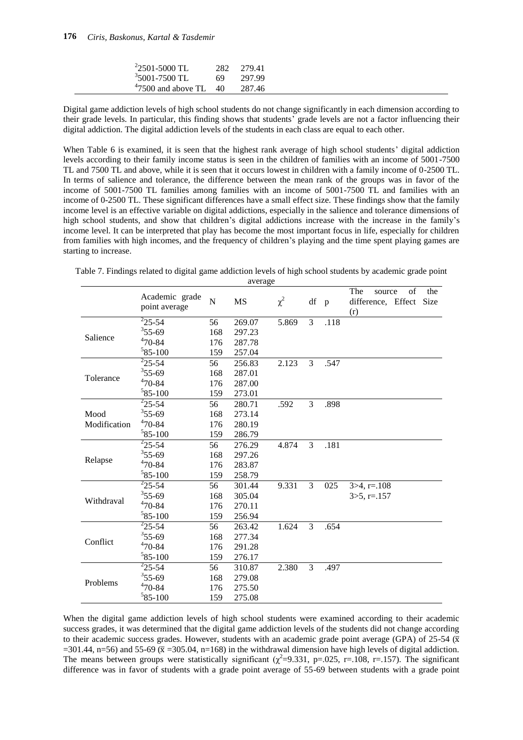| | | |
|---|---|---|
| [2]2501-5000 TL | 282 | 279.41 |
| [3]5001-7500 TL | 69 | 297.99 |
| [4]7500 and above TL | 40 | 287.46 |

Digital game addiction levels of high school students do not change significantly in each dimension according to their grade levels. In particular, this finding shows that students' grade levels are not a factor influencing their digital addiction. The digital addiction levels of the students in each class are equal to each other.

When Table 6 is examined, it is seen that the highest rank average of high school students' digital addiction levels according to their family income status is seen in the children of families with an income of 5001-7500 TL and 7500 TL and above, while it is seen that it occurs lowest in children with a family income of 0-2500 TL. In terms of salience and tolerance, the difference between the mean rank of the groups was in favor of the income of 5001-7500 TL families among families with an income of 5001-7500 TL and families with an income of 0-2500 TL. These significant differences have a small effect size. These findings show that the family income level is an effective variable on digital addictions, especially in the salience and tolerance dimensions of high school students, and show that children's digital addictions increase with the increase in the family's income level. It can be interpreted that play has become the most important focus in life, especially for children from families with high incomes, and the frequency of children's playing and the time spent playing games are starting to increase.

Table 7. Findings related to digital game addiction levels of high school students by academic grade point average

| | Academic grade point average | N | MS | $\chi^2$ | df | p | The source of the difference, Effect Size (r) |
|---|---|---|---|---|---|---|---|
| Salience | [2]25-54 | 56 | 269.07 | 5.869 | 3 | .118 | |
| | [3]55-69 | 168 | 297.23 | | | | |
| | [4]70-84 | 176 | 287.78 | | | | |
| | [5]85-100 | 159 | 257.04 | | | | |
| Tolerance | [2]25-54 | 56 | 256.83 | 2.123 | 3 | .547 | |
| | [3]55-69 | 168 | 287.01 | | | | |
| | [4]70-84 | 176 | 287.00 | | | | |
| | [5]85-100 | 159 | 273.01 | | | | |
| Mood Modification | [2]25-54 | 56 | 280.71 | .592 | 3 | .898 | |
| | [3]55-69 | 168 | 273.14 | | | | |
| | [4]70-84 | 176 | 280.19 | | | | |
| | [5]85-100 | 159 | 286.79 | | | | |
| Relapse | [2]25-54 | 56 | 276.29 | 4.874 | 3 | .181 | |
| | [3]55-69 | 168 | 297.26 | | | | |
| | [4]70-84 | 176 | 283.87 | | | | |
| | [5]85-100 | 159 | 258.79 | | | | |
| Withdraval | [2]25-54 | 56 | 301.44 | 9.331 | 3 | 025 | 3>4, r=.108 |
| | [3]55-69 | 168 | 305.04 | | | | 3>5, r=.157 |
| | [4]70-84 | 176 | 270.11 | | | | |
| | [5]85-100 | 159 | 256.94 | | | | |
| Conflict | [2]25-54 | 56 | 263.42 | 1.624 | 3 | .654 | |
| | [3]55-69 | 168 | 277.34 | | | | |
| | [4]70-84 | 176 | 291.28 | | | | |
| | [5]85-100 | 159 | 276.17 | | | | |
| Problems | [2]25-54 | 56 | 310.87 | 2.380 | 3 | .497 | |
| | [3]55-69 | 168 | 279.08 | | | | |
| | [4]70-84 | 176 | 275.50 | | | | |
| | [5]85-100 | 159 | 275.08 | | | | |

When the digital game addiction levels of high school students were examined according to their academic success grades, it was determined that the digital game addiction levels of the students did not change according to their academic success grades. However, students with an academic grade point average (GPA) of 25-54 ($\bar{x}$ =301.44, n=56) and 55-69 ($\bar{x}$ =305.04, n=168) in the withdrawal dimension have high levels of digital addiction. The means between groups were statistically significant ($\chi^2$=9.331, p=.025, r=.108, r=.157). The significant difference was in favor of students with a grade point average of 55-69 between students with a grade point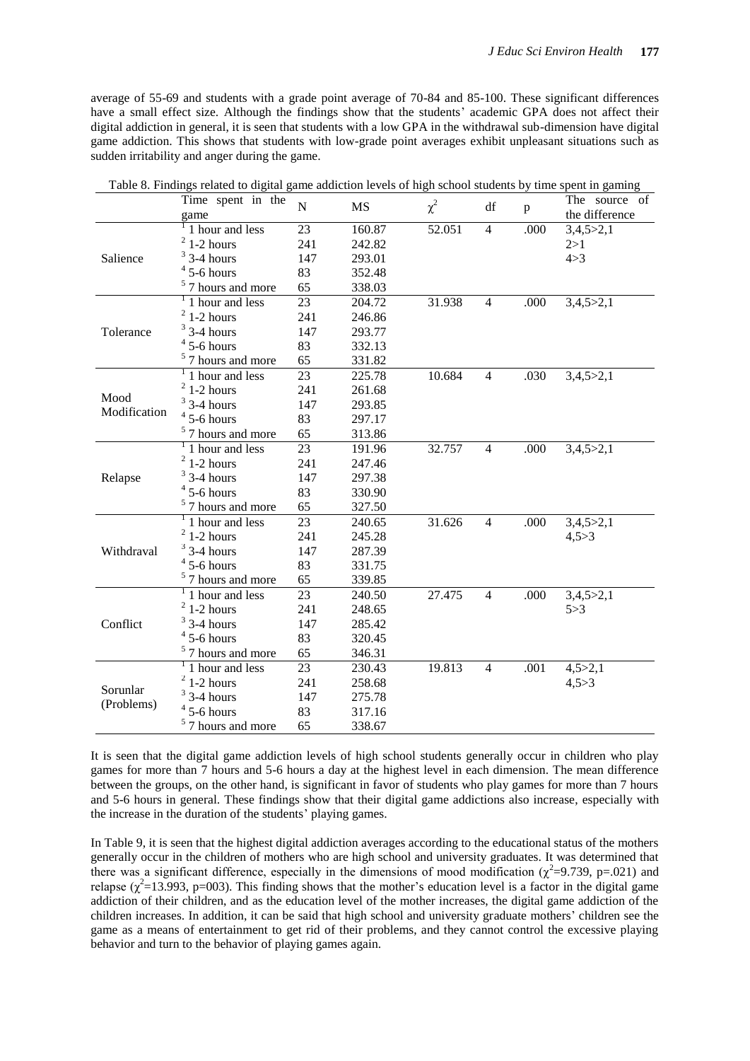average of 55-69 and students with a grade point average of 70-84 and 85-100. These significant differences have a small effect size. Although the findings show that the students' academic GPA does not affect their digital addiction in general, it is seen that students with a low GPA in the withdrawal sub-dimension have digital game addiction. This shows that students with low-grade point averages exhibit unpleasant situations such as sudden irritability and anger during the game.

Table 8. Findings related to digital game addiction levels of high school students by time spent in gaming

| | Time spent in the game | N | MS | $\chi^2$ | df | p | The source of the difference |
|---|---|---|---|---|---|---|---|
| Salience | [1] 1 hour and less | 23 | 160.87 | 52.051 | 4 | .000 | 3,4,5>2,1 |
| | [2] 1-2 hours | 241 | 242.82 | | | | 2>1 |
| | [3] 3-4 hours | 147 | 293.01 | | | | 4>3 |
| | [4] 5-6 hours | 83 | 352.48 | | | | |
| | [5] 7 hours and more | 65 | 338.03 | | | | |
| Tolerance | [1] 1 hour and less | 23 | 204.72 | 31.938 | 4 | .000 | 3,4,5>2,1 |
| | [2] 1-2 hours | 241 | 246.86 | | | | |
| | [3] 3-4 hours | 147 | 293.77 | | | | |
| | [4] 5-6 hours | 83 | 332.13 | | | | |
| | [5] 7 hours and more | 65 | 331.82 | | | | |
| Mood Modification | [1] 1 hour and less | 23 | 225.78 | 10.684 | 4 | .030 | 3,4,5>2,1 |
| | [2] 1-2 hours | 241 | 261.68 | | | | |
| | [3] 3-4 hours | 147 | 293.85 | | | | |
| | [4] 5-6 hours | 83 | 297.17 | | | | |
| | [5] 7 hours and more | 65 | 313.86 | | | | |
| Relapse | [1] 1 hour and less | 23 | 191.96 | 32.757 | 4 | .000 | 3,4,5>2,1 |
| | [2] 1-2 hours | 241 | 247.46 | | | | |
| | [3] 3-4 hours | 147 | 297.38 | | | | |
| | [4] 5-6 hours | 83 | 330.90 | | | | |
| | [5] 7 hours and more | 65 | 327.50 | | | | |
| Withdraval | [1] 1 hour and less | 23 | 240.65 | 31.626 | 4 | .000 | 3,4,5>2,1 |
| | [2] 1-2 hours | 241 | 245.28 | | | | 4,5>3 |
| | [3] 3-4 hours | 147 | 287.39 | | | | |
| | [4] 5-6 hours | 83 | 331.75 | | | | |
| | [5] 7 hours and more | 65 | 339.85 | | | | |
| Conflict | [1] 1 hour and less | 23 | 240.50 | 27.475 | 4 | .000 | 3,4,5>2,1 |
| | [2] 1-2 hours | 241 | 248.65 | | | | 5>3 |
| | [3] 3-4 hours | 147 | 285.42 | | | | |
| | [4] 5-6 hours | 83 | 320.45 | | | | |
| | [5] 7 hours and more | 65 | 346.31 | | | | |
| Sorunlar (Problems) | [1] 1 hour and less | 23 | 230.43 | 19.813 | 4 | .001 | 4,5>2,1 |
| | [2] 1-2 hours | 241 | 258.68 | | | | 4,5>3 |
| | [3] 3-4 hours | 147 | 275.78 | | | | |
| | [4] 5-6 hours | 83 | 317.16 | | | | |
| | [5] 7 hours and more | 65 | 338.67 | | | | |

It is seen that the digital game addiction levels of high school students generally occur in children who play games for more than 7 hours and 5-6 hours a day at the highest level in each dimension. The mean difference between the groups, on the other hand, is significant in favor of students who play games for more than 7 hours and 5-6 hours in general. These findings show that their digital game addictions also increase, especially with the increase in the duration of the students' playing games.

In Table 9, it is seen that the highest digital addiction averages according to the educational status of the mothers generally occur in the children of mothers who are high school and university graduates. It was determined that there was a significant difference, especially in the dimensions of mood modification ($\chi^2$=9.739, p=.021) and relapse ($\chi^2$=13.993, p=003). This finding shows that the mother's education level is a factor in the digital game addiction of their children, and as the education level of the mother increases, the digital game addiction of the children increases. In addition, it can be said that high school and university graduate mothers' children see the game as a means of entertainment to get rid of their problems, and they cannot control the excessive playing behavior and turn to the behavior of playing games again.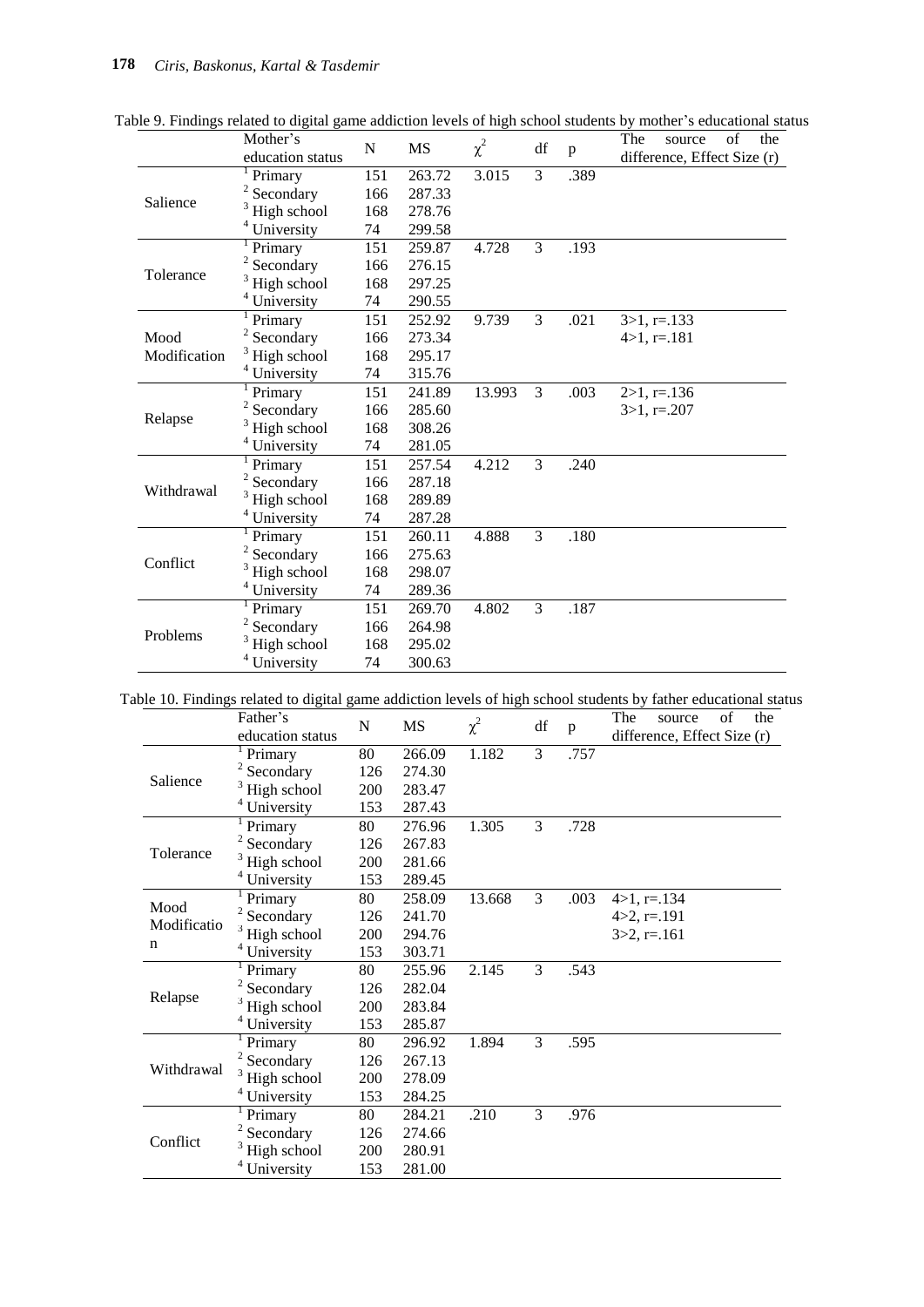Table 9. Findings related to digital game addiction levels of high school students by mother's educational status

| | Mother's education status | N | MS | $\chi^2$ | df | p | The source of the difference, Effect Size (r) |
|---|---|---|---|---|---|---|---|
| Salience | [1] Primary | 151 | 263.72 | 3.015 | 3 | .389 | |
| | [2] Secondary | 166 | 287.33 | | | | |
| | [3] High school | 168 | 278.76 | | | | |
| | [4] University | 74 | 299.58 | | | | |
| Tolerance | [1] Primary | 151 | 259.87 | 4.728 | 3 | .193 | |
| | [2] Secondary | 166 | 276.15 | | | | |
| | [3] High school | 168 | 297.25 | | | | |
| | [4] University | 74 | 290.55 | | | | |
| Mood Modification | [1] Primary | 151 | 252.92 | 9.739 | 3 | .021 | 3>1, r=.133 |
| | [2] Secondary | 166 | 273.34 | | | | 4>1, r=.181 |
| | [3] High school | 168 | 295.17 | | | | |
| | [4] University | 74 | 315.76 | | | | |
| Relapse | [1] Primary | 151 | 241.89 | 13.993 | 3 | .003 | 2>1, r=.136 |
| | [2] Secondary | 166 | 285.60 | | | | 3>1, r=.207 |
| | [3] High school | 168 | 308.26 | | | | |
| | [4] University | 74 | 281.05 | | | | |
| Withdrawal | [1] Primary | 151 | 257.54 | 4.212 | 3 | .240 | |
| | [2] Secondary | 166 | 287.18 | | | | |
| | [3] High school | 168 | 289.89 | | | | |
| | [4] University | 74 | 287.28 | | | | |
| Conflict | [1] Primary | 151 | 260.11 | 4.888 | 3 | .180 | |
| | [2] Secondary | 166 | 275.63 | | | | |
| | [3] High school | 168 | 298.07 | | | | |
| | [4] University | 74 | 289.36 | | | | |
| Problems | [1] Primary | 151 | 269.70 | 4.802 | 3 | .187 | |
| | [2] Secondary | 166 | 264.98 | | | | |
| | [3] High school | 168 | 295.02 | | | | |
| | [4] University | 74 | 300.63 | | | | |

Table 10. Findings related to digital game addiction levels of high school students by father educational status

| | Father's education status | N | MS | $\chi^2$ | df | p | The source of the difference, Effect Size (r) |
|---|---|---|---|---|---|---|---|
| Salience | [1] Primary | 80 | 266.09 | 1.182 | 3 | .757 | |
| | [2] Secondary | 126 | 274.30 | | | | |
| | [3] High school | 200 | 283.47 | | | | |
| | [4] University | 153 | 287.43 | | | | |
| Tolerance | [1] Primary | 80 | 276.96 | 1.305 | 3 | .728 | |
| | [2] Secondary | 126 | 267.83 | | | | |
| | [3] High school | 200 | 281.66 | | | | |
| | [4] University | 153 | 289.45 | | | | |
| Mood Modification | [1] Primary | 80 | 258.09 | 13.668 | 3 | .003 | 4>1, r=.134 |
| | [2] Secondary | 126 | 241.70 | | | | 4>2, r=.191 |
| | [3] High school | 200 | 294.76 | | | | 3>2, r=.161 |
| | [4] University | 153 | 303.71 | | | | |
| Relapse | [1] Primary | 80 | 255.96 | 2.145 | 3 | .543 | |
| | [2] Secondary | 126 | 282.04 | | | | |
| | [3] High school | 200 | 283.84 | | | | |
| | [4] University | 153 | 285.87 | | | | |
| Withdrawal | [1] Primary | 80 | 296.92 | 1.894 | 3 | .595 | |
| | [2] Secondary | 126 | 267.13 | | | | |
| | [3] High school | 200 | 278.09 | | | | |
| | [4] University | 153 | 284.25 | | | | |
| Conflict | [1] Primary | 80 | 284.21 | .210 | 3 | .976 | |
| | [2] Secondary | 126 | 274.66 | | | | |
| | [3] High school | 200 | 280.91 | | | | |
| | [4] University | 153 | 281.00 | | | | |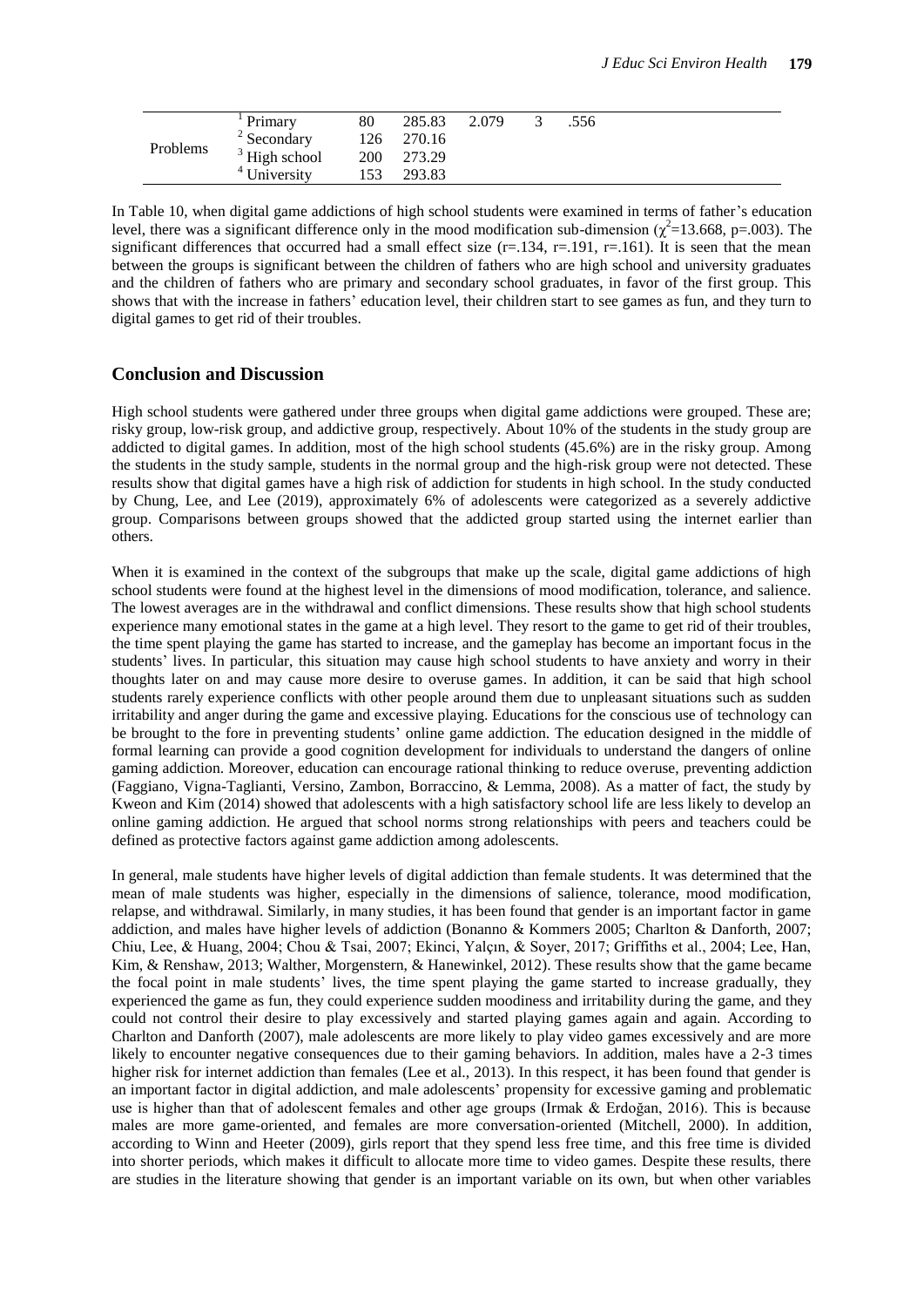| Problems | [1] Primary | 80 | 285.83 | 2.079 | 3 | .556 |  |
|---|---|---|---|---|---|---|---|
|  | [2] Secondary | 126 | 270.16 |  |  |  |  |
|  | [3] High school | 200 | 273.29 |  |  |  |  |
|  | [4] University | 153 | 293.83 |  |  |  |  |

In Table 10, when digital game addictions of high school students were examined in terms of father's education level, there was a significant difference only in the mood modification sub-dimension ($\chi^2$=13.668, p=.003). The significant differences that occurred had a small effect size (r=.134, r=.191, r=.161). It is seen that the mean between the groups is significant between the children of fathers who are high school and university graduates and the children of fathers who are primary and secondary school graduates, in favor of the first group. This shows that with the increase in fathers' education level, their children start to see games as fun, and they turn to digital games to get rid of their troubles.

## Conclusion and Discussion

High school students were gathered under three groups when digital game addictions were grouped. These are; risky group, low-risk group, and addictive group, respectively. About 10% of the students in the study group are addicted to digital games. In addition, most of the high school students (45.6%) are in the risky group. Among the students in the study sample, students in the normal group and the high-risk group were not detected. These results show that digital games have a high risk of addiction for students in high school. In the study conducted by Chung, Lee, and Lee (2019), approximately 6% of adolescents were categorized as a severely addictive group. Comparisons between groups showed that the addicted group started using the internet earlier than others.

When it is examined in the context of the subgroups that make up the scale, digital game addictions of high school students were found at the highest level in the dimensions of mood modification, tolerance, and salience. The lowest averages are in the withdrawal and conflict dimensions. These results show that high school students experience many emotional states in the game at a high level. They resort to the game to get rid of their troubles, the time spent playing the game has started to increase, and the gameplay has become an important focus in the students' lives. In particular, this situation may cause high school students to have anxiety and worry in their thoughts later on and may cause more desire to overuse games. In addition, it can be said that high school students rarely experience conflicts with other people around them due to unpleasant situations such as sudden irritability and anger during the game and excessive playing. Educations for the conscious use of technology can be brought to the fore in preventing students' online game addiction. The education designed in the middle of formal learning can provide a good cognition development for individuals to understand the dangers of online gaming addiction. Moreover, education can encourage rational thinking to reduce overuse, preventing addiction (Faggiano, Vigna-Taglianti, Versino, Zambon, Borraccino, & Lemma, 2008). As a matter of fact, the study by Kweon and Kim (2014) showed that adolescents with a high satisfactory school life are less likely to develop an online gaming addiction. He argued that school norms strong relationships with peers and teachers could be defined as protective factors against game addiction among adolescents.

In general, male students have higher levels of digital addiction than female students. It was determined that the mean of male students was higher, especially in the dimensions of salience, tolerance, mood modification, relapse, and withdrawal. Similarly, in many studies, it has been found that gender is an important factor in game addiction, and males have higher levels of addiction (Bonanno & Kommers 2005; Charlton & Danforth, 2007; Chiu, Lee, & Huang, 2004; Chou & Tsai, 2007; Ekinci, Yalçın, & Soyer, 2017; Griffiths et al., 2004; Lee, Han, Kim, & Renshaw, 2013; Walther, Morgenstern, & Hanewinkel, 2012). These results show that the game became the focal point in male students' lives, the time spent playing the game started to increase gradually, they experienced the game as fun, they could experience sudden moodiness and irritability during the game, and they could not control their desire to play excessively and started playing games again and again. According to Charlton and Danforth (2007), male adolescents are more likely to play video games excessively and are more likely to encounter negative consequences due to their gaming behaviors. In addition, males have a 2-3 times higher risk for internet addiction than females (Lee et al., 2013). In this respect, it has been found that gender is an important factor in digital addiction, and male adolescents' propensity for excessive gaming and problematic use is higher than that of adolescent females and other age groups (Irmak & Erdoğan, 2016). This is because males are more game-oriented, and females are more conversation-oriented (Mitchell, 2000). In addition, according to Winn and Heeter (2009), girls report that they spend less free time, and this free time is divided into shorter periods, which makes it difficult to allocate more time to video games. Despite these results, there are studies in the literature showing that gender is an important variable on its own, but when other variables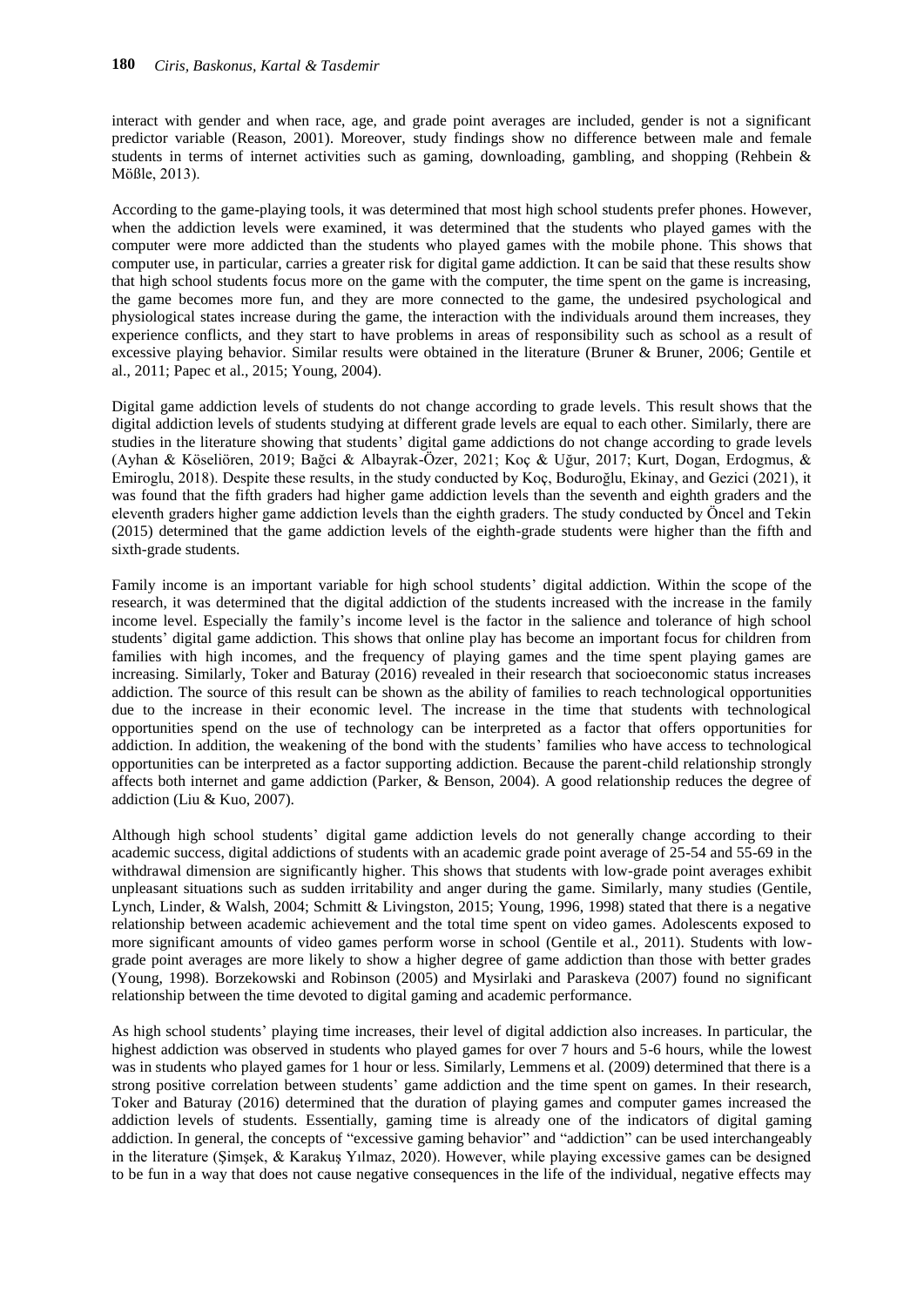interact with gender and when race, age, and grade point averages are included, gender is not a significant predictor variable (Reason, 2001). Moreover, study findings show no difference between male and female students in terms of internet activities such as gaming, downloading, gambling, and shopping (Rehbein & Mößle, 2013).

According to the game-playing tools, it was determined that most high school students prefer phones. However, when the addiction levels were examined, it was determined that the students who played games with the computer were more addicted than the students who played games with the mobile phone. This shows that computer use, in particular, carries a greater risk for digital game addiction. It can be said that these results show that high school students focus more on the game with the computer, the time spent on the game is increasing, the game becomes more fun, and they are more connected to the game, the undesired psychological and physiological states increase during the game, the interaction with the individuals around them increases, they experience conflicts, and they start to have problems in areas of responsibility such as school as a result of excessive playing behavior. Similar results were obtained in the literature (Bruner & Bruner, 2006; Gentile et al., 2011; Papec et al., 2015; Young, 2004).

Digital game addiction levels of students do not change according to grade levels. This result shows that the digital addiction levels of students studying at different grade levels are equal to each other. Similarly, there are studies in the literature showing that students' digital game addictions do not change according to grade levels (Ayhan & Köseliören, 2019; Bağci & Albayrak-Özer, 2021; Koç & Uğur, 2017; Kurt, Dogan, Erdogmus, & Emiroglu, 2018). Despite these results, in the study conducted by Koç, Boduroğlu, Ekinay, and Gezici (2021), it was found that the fifth graders had higher game addiction levels than the seventh and eighth graders and the eleventh graders higher game addiction levels than the eighth graders. The study conducted by Öncel and Tekin (2015) determined that the game addiction levels of the eighth-grade students were higher than the fifth and sixth-grade students.

Family income is an important variable for high school students' digital addiction. Within the scope of the research, it was determined that the digital addiction of the students increased with the increase in the family income level. Especially the family's income level is the factor in the salience and tolerance of high school students' digital game addiction. This shows that online play has become an important focus for children from families with high incomes, and the frequency of playing games and the time spent playing games are increasing. Similarly, Toker and Baturay (2016) revealed in their research that socioeconomic status increases addiction. The source of this result can be shown as the ability of families to reach technological opportunities due to the increase in their economic level. The increase in the time that students with technological opportunities spend on the use of technology can be interpreted as a factor that offers opportunities for addiction. In addition, the weakening of the bond with the students' families who have access to technological opportunities can be interpreted as a factor supporting addiction. Because the parent-child relationship strongly affects both internet and game addiction (Parker, & Benson, 2004). A good relationship reduces the degree of addiction (Liu & Kuo, 2007).

Although high school students' digital game addiction levels do not generally change according to their academic success, digital addictions of students with an academic grade point average of 25-54 and 55-69 in the withdrawal dimension are significantly higher. This shows that students with low-grade point averages exhibit unpleasant situations such as sudden irritability and anger during the game. Similarly, many studies (Gentile, Lynch, Linder, & Walsh, 2004; Schmitt & Livingston, 2015; Young, 1996, 1998) stated that there is a negative relationship between academic achievement and the total time spent on video games. Adolescents exposed to more significant amounts of video games perform worse in school (Gentile et al., 2011). Students with low-grade point averages are more likely to show a higher degree of game addiction than those with better grades (Young, 1998). Borzekowski and Robinson (2005) and Mysirlaki and Paraskeva (2007) found no significant relationship between the time devoted to digital gaming and academic performance.

As high school students' playing time increases, their level of digital addiction also increases. In particular, the highest addiction was observed in students who played games for over 7 hours and 5-6 hours, while the lowest was in students who played games for 1 hour or less. Similarly, Lemmens et al. (2009) determined that there is a strong positive correlation between students' game addiction and the time spent on games. In their research, Toker and Baturay (2016) determined that the duration of playing games and computer games increased the addiction levels of students. Essentially, gaming time is already one of the indicators of digital gaming addiction. In general, the concepts of "excessive gaming behavior" and "addiction" can be used interchangeably in the literature (Şimşek, & Karakuş Yılmaz, 2020). However, while playing excessive games can be designed to be fun in a way that does not cause negative consequences in the life of the individual, negative effects may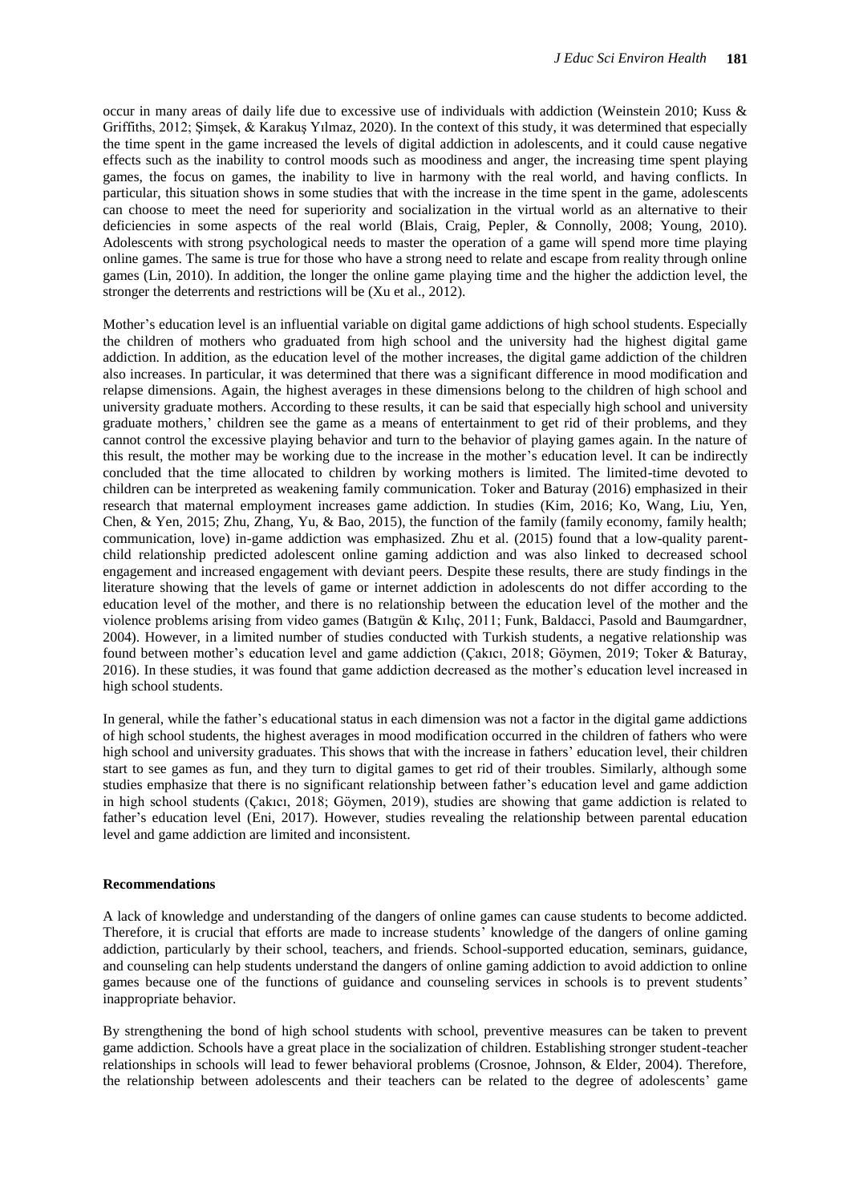occur in many areas of daily life due to excessive use of individuals with addiction (Weinstein 2010; Kuss & Griffiths, 2012; Şimşek, & Karakuş Yılmaz, 2020). In the context of this study, it was determined that especially the time spent in the game increased the levels of digital addiction in adolescents, and it could cause negative effects such as the inability to control moods such as moodiness and anger, the increasing time spent playing games, the focus on games, the inability to live in harmony with the real world, and having conflicts. In particular, this situation shows in some studies that with the increase in the time spent in the game, adolescents can choose to meet the need for superiority and socialization in the virtual world as an alternative to their deficiencies in some aspects of the real world (Blais, Craig, Pepler, & Connolly, 2008; Young, 2010). Adolescents with strong psychological needs to master the operation of a game will spend more time playing online games. The same is true for those who have a strong need to relate and escape from reality through online games (Lin, 2010). In addition, the longer the online game playing time and the higher the addiction level, the stronger the deterrents and restrictions will be (Xu et al., 2012).

Mother's education level is an influential variable on digital game addictions of high school students. Especially the children of mothers who graduated from high school and the university had the highest digital game addiction. In addition, as the education level of the mother increases, the digital game addiction of the children also increases. In particular, it was determined that there was a significant difference in mood modification and relapse dimensions. Again, the highest averages in these dimensions belong to the children of high school and university graduate mothers. According to these results, it can be said that especially high school and university graduate mothers,' children see the game as a means of entertainment to get rid of their problems, and they cannot control the excessive playing behavior and turn to the behavior of playing games again. In the nature of this result, the mother may be working due to the increase in the mother's education level. It can be indirectly concluded that the time allocated to children by working mothers is limited. The limited-time devoted to children can be interpreted as weakening family communication. Toker and Baturay (2016) emphasized in their research that maternal employment increases game addiction. In studies (Kim, 2016; Ko, Wang, Liu, Yen, Chen, & Yen, 2015; Zhu, Zhang, Yu, & Bao, 2015), the function of the family (family economy, family health; communication, love) in-game addiction was emphasized. Zhu et al. (2015) found that a low-quality parent-child relationship predicted adolescent online gaming addiction and was also linked to decreased school engagement and increased engagement with deviant peers. Despite these results, there are study findings in the literature showing that the levels of game or internet addiction in adolescents do not differ according to the education level of the mother, and there is no relationship between the education level of the mother and the violence problems arising from video games (Batıgün & Kılıç, 2011; Funk, Baldacci, Pasold and Baumgardner, 2004). However, in a limited number of studies conducted with Turkish students, a negative relationship was found between mother's education level and game addiction (Çakıcı, 2018; Göymen, 2019; Toker & Baturay, 2016). In these studies, it was found that game addiction decreased as the mother's education level increased in high school students.

In general, while the father's educational status in each dimension was not a factor in the digital game addictions of high school students, the highest averages in mood modification occurred in the children of fathers who were high school and university graduates. This shows that with the increase in fathers' education level, their children start to see games as fun, and they turn to digital games to get rid of their troubles. Similarly, although some studies emphasize that there is no significant relationship between father's education level and game addiction in high school students (Çakıcı, 2018; Göymen, 2019), studies are showing that game addiction is related to father's education level (Eni, 2017). However, studies revealing the relationship between parental education level and game addiction are limited and inconsistent.

**Recommendations**

A lack of knowledge and understanding of the dangers of online games can cause students to become addicted. Therefore, it is crucial that efforts are made to increase students' knowledge of the dangers of online gaming addiction, particularly by their school, teachers, and friends. School-supported education, seminars, guidance, and counseling can help students understand the dangers of online gaming addiction to avoid addiction to online games because one of the functions of guidance and counseling services in schools is to prevent students' inappropriate behavior.

By strengthening the bond of high school students with school, preventive measures can be taken to prevent game addiction. Schools have a great place in the socialization of children. Establishing stronger student-teacher relationships in schools will lead to fewer behavioral problems (Crosnoe, Johnson, & Elder, 2004). Therefore, the relationship between adolescents and their teachers can be related to the degree of adolescents' game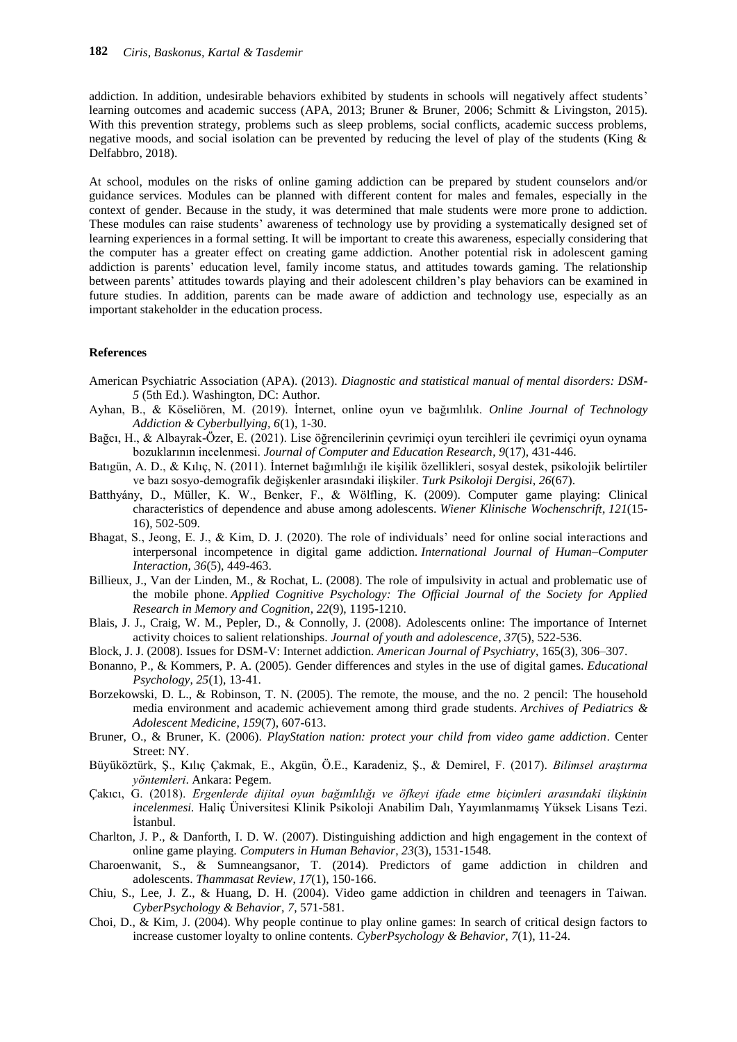addiction. In addition, undesirable behaviors exhibited by students in schools will negatively affect students' learning outcomes and academic success (APA, 2013; Bruner & Bruner, 2006; Schmitt & Livingston, 2015). With this prevention strategy, problems such as sleep problems, social conflicts, academic success problems, negative moods, and social isolation can be prevented by reducing the level of play of the students (King & Delfabbro, 2018).

At school, modules on the risks of online gaming addiction can be prepared by student counselors and/or guidance services. Modules can be planned with different content for males and females, especially in the context of gender. Because in the study, it was determined that male students were more prone to addiction. These modules can raise students' awareness of technology use by providing a systematically designed set of learning experiences in a formal setting. It will be important to create this awareness, especially considering that the computer has a greater effect on creating game addiction. Another potential risk in adolescent gaming addiction is parents' education level, family income status, and attitudes towards gaming. The relationship between parents' attitudes towards playing and their adolescent children's play behaviors can be examined in future studies. In addition, parents can be made aware of addiction and technology use, especially as an important stakeholder in the education process.

## References

American Psychiatric Association (APA). (2013). *Diagnostic and statistical manual of mental disorders: DSM-5* (5th Ed.). Washington, DC: Author.

Ayhan, B., & Köseliören, M. (2019). İnternet, online oyun ve bağımlılık. *Online Journal of Technology Addiction & Cyberbullying*, *6*(1), 1-30.

Bağcı, H., & Albayrak-Özer, E. (2021). Lise öğrencilerinin çevrimiçi oyun tercihleri ile çevrimiçi oyun oynama bozuklarının incelenmesi. *Journal of Computer and Education Research*, *9*(17), 431-446.

Batıgün, A. D., & Kılıç, N. (2011). İnternet bağımlılığı ile kişilik özellikleri, sosyal destek, psikolojik belirtiler ve bazı sosyo-demografik değişkenler arasındaki ilişkiler. *Turk Psikoloji Dergisi*, *26*(67).

Batthyány, D., Müller, K. W., Benker, F., & Wölfling, K. (2009). Computer game playing: Clinical characteristics of dependence and abuse among adolescents. *Wiener Klinische Wochenschrift*, *121*(15-16), 502-509.

Bhagat, S., Jeong, E. J., & Kim, D. J. (2020). The role of individuals' need for online social interactions and interpersonal incompetence in digital game addiction. *International Journal of Human–Computer Interaction*, *36*(5), 449-463.

Billieux, J., Van der Linden, M., & Rochat, L. (2008). The role of impulsivity in actual and problematic use of the mobile phone. *Applied Cognitive Psychology: The Official Journal of the Society for Applied Research in Memory and Cognition*, *22*(9), 1195-1210.

Blais, J. J., Craig, W. M., Pepler, D., & Connolly, J. (2008). Adolescents online: The importance of Internet activity choices to salient relationships. *Journal of youth and adolescence*, *37*(5), 522-536.

Block, J. J. (2008). Issues for DSM-V: Internet addiction. *American Journal of Psychiatry*, 165(3), 306–307.

Bonanno, P., & Kommers, P. A. (2005). Gender differences and styles in the use of digital games. *Educational Psychology*, *25*(1), 13-41.

Borzekowski, D. L., & Robinson, T. N. (2005). The remote, the mouse, and the no. 2 pencil: The household media environment and academic achievement among third grade students. *Archives of Pediatrics & Adolescent Medicine*, *159*(7), 607-613.

Bruner, O., & Bruner, K. (2006). *PlayStation nation: protect your child from video game addiction*. Center Street: NY.

Büyüköztürk, Ş., Kılıç Çakmak, E., Akgün, Ö.E., Karadeniz, Ş., & Demirel, F. (2017). *Bilimsel araştırma yöntemleri*. Ankara: Pegem.

Çakıcı, G. (2018). *Ergenlerde dijital oyun bağımlılığı ve öfkeyi ifade etme biçimleri arasındaki ilişkinin incelenmesi.* Haliç Üniversitesi Klinik Psikoloji Anabilim Dalı, Yayımlanmamış Yüksek Lisans Tezi. İstanbul.

Charlton, J. P., & Danforth, I. D. W. (2007). Distinguishing addiction and high engagement in the context of online game playing. *Computers in Human Behavior*, *23*(3), 1531-1548.

Charoenwanit, S., & Sumneangsanor, T. (2014). Predictors of game addiction in children and adolescents. *Thammasat Review*, *17*(1), 150-166.

Chiu, S., Lee, J. Z., & Huang, D. H. (2004). Video game addiction in children and teenagers in Taiwan. *CyberPsychology & Behavior*, *7*, 571-581.

Choi, D., & Kim, J. (2004). Why people continue to play online games: In search of critical design factors to increase customer loyalty to online contents. *CyberPsychology & Behavior*, *7*(1), 11-24.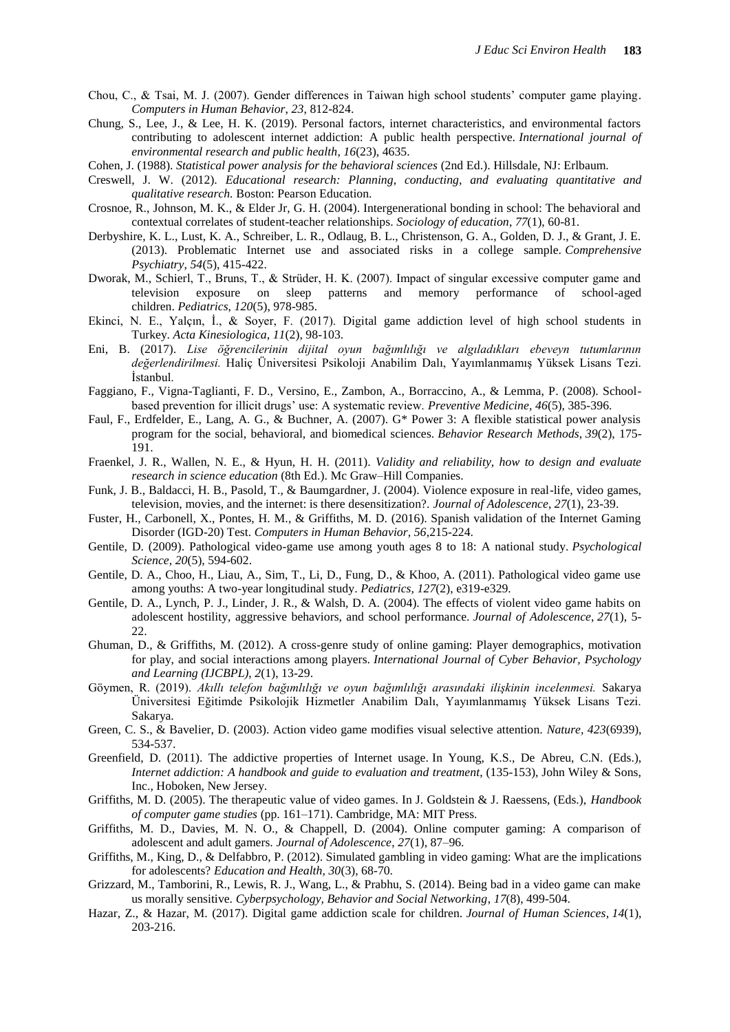Chou, C., & Tsai, M. J. (2007). Gender differences in Taiwan high school students' computer game playing. *Computers in Human Behavior*, *23*, 812-824.

Chung, S., Lee, J., & Lee, H. K. (2019). Personal factors, internet characteristics, and environmental factors contributing to adolescent internet addiction: A public health perspective. *International journal of environmental research and public health*, *16*(23), 4635.

Cohen, J. (1988). *Statistical power analysis for the behavioral sciences* (2nd Ed.). Hillsdale, NJ: Erlbaum.

Creswell, J. W. (2012). *Educational research: Planning, conducting, and evaluating quantitative and qualitative research.* Boston: Pearson Education.

Crosnoe, R., Johnson, M. K., & Elder Jr, G. H. (2004). Intergenerational bonding in school: The behavioral and contextual correlates of student-teacher relationships. *Sociology of education*, *77*(1), 60-81.

Derbyshire, K. L., Lust, K. A., Schreiber, L. R., Odlaug, B. L., Christenson, G. A., Golden, D. J., & Grant, J. E. (2013). Problematic Internet use and associated risks in a college sample. *Comprehensive Psychiatry*, *54*(5), 415-422.

Dworak, M., Schierl, T., Bruns, T., & Strüder, H. K. (2007). Impact of singular excessive computer game and television exposure on sleep patterns and memory performance of school-aged children. *Pediatrics*, *120*(5), 978-985.

Ekinci, N. E., Yalçın, İ., & Soyer, F. (2017). Digital game addiction level of high school students in Turkey. *Acta Kinesiologica*, *11*(2), 98-103.

Eni, B. (2017). *Lise öğrencilerinin dijital oyun bağımlılığı ve algıladıkları ebeveyn tutumlarının değerlendirilmesi.* Haliç Üniversitesi Psikoloji Anabilim Dalı, Yayımlanmamış Yüksek Lisans Tezi. İstanbul.

Faggiano, F., Vigna-Taglianti, F. D., Versino, E., Zambon, A., Borraccino, A., & Lemma, P. (2008). School-based prevention for illicit drugs' use: A systematic review. *Preventive Medicine*, *46*(5), 385-396.

Faul, F., Erdfelder, E., Lang, A. G., & Buchner, A. (2007). G* Power 3: A flexible statistical power analysis program for the social, behavioral, and biomedical sciences. *Behavior Research Methods*, *39*(2), 175-191.

Fraenkel, J. R., Wallen, N. E., & Hyun, H. H. (2011). *Validity and reliability, how to design and evaluate research in science education* (8th Ed.). Mc Graw–Hill Companies.

Funk, J. B., Baldacci, H. B., Pasold, T., & Baumgardner, J. (2004). Violence exposure in real-life, video games, television, movies, and the internet: is there desensitization?. *Journal of Adolescence*, *27*(1), 23-39.

Fuster, H., Carbonell, X., Pontes, H. M., & Griffiths, M. D. (2016). Spanish validation of the Internet Gaming Disorder (IGD-20) Test. *Computers in Human Behavior*, *56*,215-224.

Gentile, D. (2009). Pathological video-game use among youth ages 8 to 18: A national study. *Psychological Science*, *20*(5), 594-602.

Gentile, D. A., Choo, H., Liau, A., Sim, T., Li, D., Fung, D., & Khoo, A. (2011). Pathological video game use among youths: A two-year longitudinal study. *Pediatrics*, *127*(2), e319-e329.

Gentile, D. A., Lynch, P. J., Linder, J. R., & Walsh, D. A. (2004). The effects of violent video game habits on adolescent hostility, aggressive behaviors, and school performance. *Journal of Adolescence*, *27*(1), 5-22.

Ghuman, D., & Griffiths, M. (2012). A cross-genre study of online gaming: Player demographics, motivation for play, and social interactions among players. *International Journal of Cyber Behavior, Psychology and Learning (IJCBPL)*, *2*(1), 13-29.

Göymen, R. (2019). *Akıllı telefon bağımlılığı ve oyun bağımlılığı arasındaki ilişkinin incelenmesi.* Sakarya Üniversitesi Eğitimde Psikolojik Hizmetler Anabilim Dalı, Yayımlanmamış Yüksek Lisans Tezi. Sakarya.

Green, C. S., & Bavelier, D. (2003). Action video game modifies visual selective attention. *Nature, 423*(6939), 534-537.

Greenfield, D. (2011). The addictive properties of Internet usage. In Young, K.S., De Abreu, C.N. (Eds.), *Internet addiction: A handbook and guide to evaluation and treatment*, (135-153), John Wiley & Sons, Inc., Hoboken, New Jersey.

Griffiths, M. D. (2005). The therapeutic value of video games. In J. Goldstein & J. Raessens, (Eds.), *Handbook of computer game studies* (pp. 161–171). Cambridge, MA: MIT Press.

Griffiths, M. D., Davies, M. N. O., & Chappell, D. (2004). Online computer gaming: A comparison of adolescent and adult gamers. *Journal of Adolescence*, *27*(1), 87–96.

Griffiths, M., King, D., & Delfabbro, P. (2012). Simulated gambling in video gaming: What are the implications for adolescents? *Education and Health, 30*(3), 68-70.

Grizzard, M., Tamborini, R., Lewis, R. J., Wang, L., & Prabhu, S. (2014). Being bad in a video game can make us morally sensitive. *Cyberpsychology, Behavior and Social Networking*, *17*(8), 499-504.

Hazar, Z., & Hazar, M. (2017). Digital game addiction scale for children. *Journal of Human Sciences*, *14*(1), 203-216.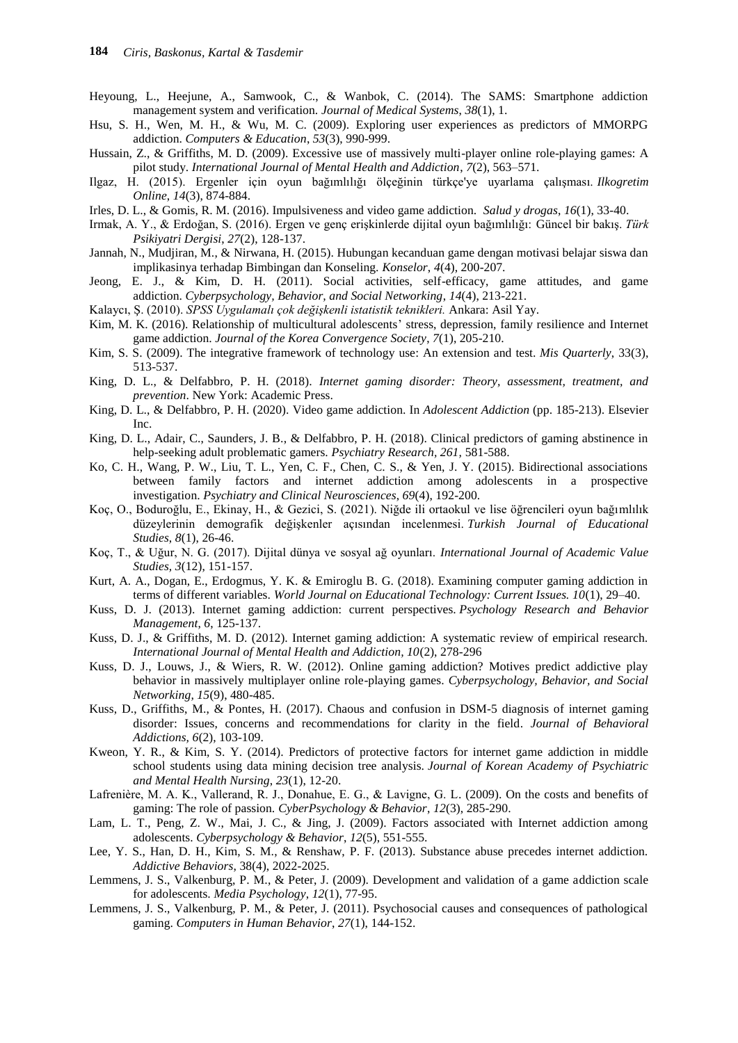Heyoung, L., Heejune, A., Samwook, C., & Wanbok, C. (2014). The SAMS: Smartphone addiction management system and verification. *Journal of Medical Systems*, *38*(1), 1.

Hsu, S. H., Wen, M. H., & Wu, M. C. (2009). Exploring user experiences as predictors of MMORPG addiction. *Computers & Education*, *53*(3), 990-999.

Hussain, Z., & Griffiths, M. D. (2009). Excessive use of massively multi-player online role-playing games: A pilot study. *International Journal of Mental Health and Addiction*, *7*(2), 563–571.

Ilgaz, H. (2015). Ergenler için oyun bağımlılığı ölçeğinin türkçe'ye uyarlama çalışması. *Ilkogretim Online*, *14*(3), 874-884.

Irles, D. L., & Gomis, R. M. (2016). Impulsiveness and video game addiction. *Salud y drogas*, *16*(1), 33-40.

Irmak, A. Y., & Erdoğan, S. (2016). Ergen ve genç erişkinlerde dijital oyun bağımlılığı: Güncel bir bakış. *Türk Psikiyatri Dergisi*, *27*(2), 128-137.

Jannah, N., Mudjiran, M., & Nirwana, H. (2015). Hubungan kecanduan game dengan motivasi belajar siswa dan implikasinya terhadap Bimbingan dan Konseling. *Konselor*, *4*(4), 200-207.

Jeong, E. J., & Kim, D. H. (2011). Social activities, self-efficacy, game attitudes, and game addiction. *Cyberpsychology, Behavior, and Social Networking*, *14*(4), 213-221.

Kalaycı, Ş. (2010). *SPSS Uygulamalı çok değişkenli istatistik teknikleri.* Ankara: Asil Yay.

Kim, M. K. (2016). Relationship of multicultural adolescents' stress, depression, family resilience and Internet game addiction. *Journal of the Korea Convergence Society*, *7*(1), 205-210.

Kim, S. S. (2009). The integrative framework of technology use: An extension and test. *Mis Quarterly*, 33(3), 513-537.

King, D. L., & Delfabbro, P. H. (2018). *Internet gaming disorder: Theory, assessment, treatment, and prevention*. New York: Academic Press.

King, D. L., & Delfabbro, P. H. (2020). Video game addiction. In *Adolescent Addiction* (pp. 185-213). Elsevier Inc.

King, D. L., Adair, C., Saunders, J. B., & Delfabbro, P. H. (2018). Clinical predictors of gaming abstinence in help-seeking adult problematic gamers. *Psychiatry Research, 261,* 581-588.

Ko, C. H., Wang, P. W., Liu, T. L., Yen, C. F., Chen, C. S., & Yen, J. Y. (2015). Bidirectional associations between family factors and internet addiction among adolescents in a prospective investigation. *Psychiatry and Clinical Neurosciences*, *69*(4), 192-200.

Koç, O., Boduroğlu, E., Ekinay, H., & Gezici, S. (2021). Niğde ili ortaokul ve lise öğrencileri oyun bağımlılık düzeylerinin demografik değişkenler açısından incelenmesi. *Turkish Journal of Educational Studies*, *8*(1), 26-46.

Koç, T., & Uğur, N. G. (2017). Dijital dünya ve sosyal ağ oyunları. *International Journal of Academic Value Studies*, *3*(12), 151-157.

Kurt, A. A., Dogan, E., Erdogmus, Y. K. & Emiroglu B. G. (2018). Examining computer gaming addiction in terms of different variables. *World Journal on Educational Technology: Current Issues. 10*(1), 29–40.

Kuss, D. J. (2013). Internet gaming addiction: current perspectives. *Psychology Research and Behavior Management*, *6*, 125-137.

Kuss, D. J., & Griffiths, M. D. (2012). Internet gaming addiction: A systematic review of empirical research. *International Journal of Mental Health and Addiction, 10*(2), 278-296

Kuss, D. J., Louws, J., & Wiers, R. W. (2012). Online gaming addiction? Motives predict addictive play behavior in massively multiplayer online role-playing games. *Cyberpsychology, Behavior, and Social Networking, 15*(9), 480-485.

Kuss, D., Griffiths, M., & Pontes, H. (2017). Chaous and confusion in DSM-5 diagnosis of internet gaming disorder: Issues, concerns and recommendations for clarity in the field. *Journal of Behavioral Addictions, 6*(2), 103-109.

Kweon, Y. R., & Kim, S. Y. (2014). Predictors of protective factors for internet game addiction in middle school students using data mining decision tree analysis. *Journal of Korean Academy of Psychiatric and Mental Health Nursing*, *23*(1), 12-20.

Lafrenière, M. A. K., Vallerand, R. J., Donahue, E. G., & Lavigne, G. L. (2009). On the costs and benefits of gaming: The role of passion. *CyberPsychology & Behavior*, *12*(3), 285-290.

Lam, L. T., Peng, Z. W., Mai, J. C., & Jing, J. (2009). Factors associated with Internet addiction among adolescents. *Cyberpsychology & Behavior*, *12*(5), 551-555.

Lee, Y. S., Han, D. H., Kim, S. M., & Renshaw, P. F. (2013). Substance abuse precedes internet addiction. *Addictive Behaviors,* 38(4), 2022-2025.

Lemmens, J. S., Valkenburg, P. M., & Peter, J. (2009). Development and validation of a game addiction scale for adolescents. *Media Psychology*, *12*(1), 77-95.

Lemmens, J. S., Valkenburg, P. M., & Peter, J. (2011). Psychosocial causes and consequences of pathological gaming. *Computers in Human Behavior*, *27*(1), 144-152.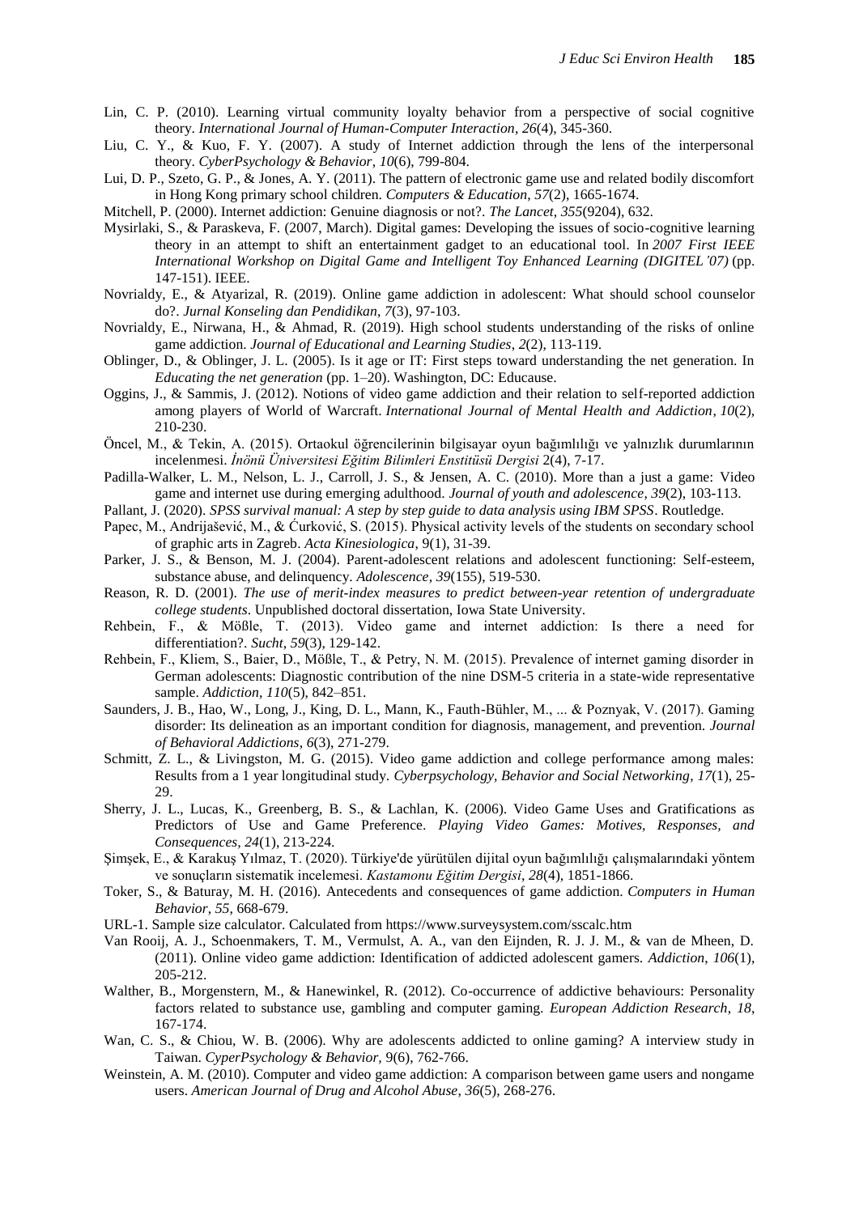Lin, C. P. (2010). Learning virtual community loyalty behavior from a perspective of social cognitive theory. *International Journal of Human-Computer Interaction*, *26*(4), 345-360.

Liu, C. Y., & Kuo, F. Y. (2007). A study of Internet addiction through the lens of the interpersonal theory. *CyberPsychology & Behavior*, *10*(6), 799-804.

Lui, D. P., Szeto, G. P., & Jones, A. Y. (2011). The pattern of electronic game use and related bodily discomfort in Hong Kong primary school children. *Computers & Education*, *57*(2), 1665-1674.

Mitchell, P. (2000). Internet addiction: Genuine diagnosis or not?. *The Lancet*, *355*(9204), 632.

Mysirlaki, S., & Paraskeva, F. (2007, March). Digital games: Developing the issues of socio-cognitive learning theory in an attempt to shift an entertainment gadget to an educational tool. In *2007 First IEEE International Workshop on Digital Game and Intelligent Toy Enhanced Learning (DIGITEL'07)* (pp. 147-151). IEEE.

Novrialdy, E., & Atyarizal, R. (2019). Online game addiction in adolescent: What should school counselor do?. *Jurnal Konseling dan Pendidikan*, *7*(3), 97-103.

Novrialdy, E., Nirwana, H., & Ahmad, R. (2019). High school students understanding of the risks of online game addiction. *Journal of Educational and Learning Studies*, *2*(2), 113-119.

Oblinger, D., & Oblinger, J. L. (2005). Is it age or IT: First steps toward understanding the net generation. In *Educating the net generation* (pp. 1–20). Washington, DC: Educause.

Oggins, J., & Sammis, J. (2012). Notions of video game addiction and their relation to self-reported addiction among players of World of Warcraft. *International Journal of Mental Health and Addiction*, *10*(2), 210-230.

Öncel, M., & Tekin, A. (2015). Ortaokul öğrencilerinin bilgisayar oyun bağımlılığı ve yalnızlık durumlarının incelenmesi. *İnönü Üniversitesi Eğitim Bilimleri Enstitüsü Dergisi* 2(4), 7-17.

Padilla-Walker, L. M., Nelson, L. J., Carroll, J. S., & Jensen, A. C. (2010). More than a just a game: Video game and internet use during emerging adulthood. *Journal of youth and adolescence*, *39*(2), 103-113.

Pallant, J. (2020). *SPSS survival manual: A step by step guide to data analysis using IBM SPSS*. Routledge.

Papec, M., Andrijašević, M., & Ćurković, S. (2015). Physical activity levels of the students on secondary school of graphic arts in Zagreb. *Acta Kinesiologica*, 9(1), 31-39.

Parker, J. S., & Benson, M. J. (2004). Parent-adolescent relations and adolescent functioning: Self-esteem, substance abuse, and delinquency. *Adolescence*, *39*(155), 519-530.

Reason, R. D. (2001). *The use of merit-index measures to predict between-year retention of undergraduate college students*. Unpublished doctoral dissertation, Iowa State University.

Rehbein, F., & Mößle, T. (2013). Video game and internet addiction: Is there a need for differentiation?. *Sucht*, *59*(3), 129-142.

Rehbein, F., Kliem, S., Baier, D., Mößle, T., & Petry, N. M. (2015). Prevalence of internet gaming disorder in German adolescents: Diagnostic contribution of the nine DSM-5 criteria in a state-wide representative sample. *Addiction*, *110*(5), 842–851.

Saunders, J. B., Hao, W., Long, J., King, D. L., Mann, K., Fauth-Bühler, M., ... & Poznyak, V. (2017). Gaming disorder: Its delineation as an important condition for diagnosis, management, and prevention. *Journal of Behavioral Addictions*, *6*(3), 271-279.

Schmitt, Z. L., & Livingston, M. G. (2015). Video game addiction and college performance among males: Results from a 1 year longitudinal study. *Cyberpsychology, Behavior and Social Networking*, *17*(1), 25-29.

Sherry, J. L., Lucas, K., Greenberg, B. S., & Lachlan, K. (2006). Video Game Uses and Gratifications as Predictors of Use and Game Preference. *Playing Video Games: Motives, Responses, and Consequences*, *24*(1), 213-224.

Şimşek, E., & Karakuş Yılmaz, T. (2020). Türkiye'de yürütülen dijital oyun bağımlılığı çalışmalarındaki yöntem ve sonuçların sistematik incelemesi. *Kastamonu Eğitim Dergisi*, *28*(4), 1851-1866.

Toker, S., & Baturay, M. H. (2016). Antecedents and consequences of game addiction. *Computers in Human Behavior*, *55*, 668-679.

URL-1. Sample size calculator. Calculated from https://www.surveysystem.com/sscalc.htm

Van Rooij, A. J., Schoenmakers, T. M., Vermulst, A. A., van den Eijnden, R. J. J. M., & van de Mheen, D. (2011). Online video game addiction: Identification of addicted adolescent gamers. *Addiction*, *106*(1), 205-212.

Walther, B., Morgenstern, M., & Hanewinkel, R. (2012). Co-occurrence of addictive behaviours: Personality factors related to substance use, gambling and computer gaming. *European Addiction Research*, *18*, 167-174.

Wan, C. S., & Chiou, W. B. (2006). Why are adolescents addicted to online gaming? A interview study in Taiwan. *CyperPsychology & Behavior*, 9(6), 762-766.

Weinstein, A. M. (2010). Computer and video game addiction: A comparison between game users and nongame users. *American Journal of Drug and Alcohol Abuse*, *36*(5), 268-276.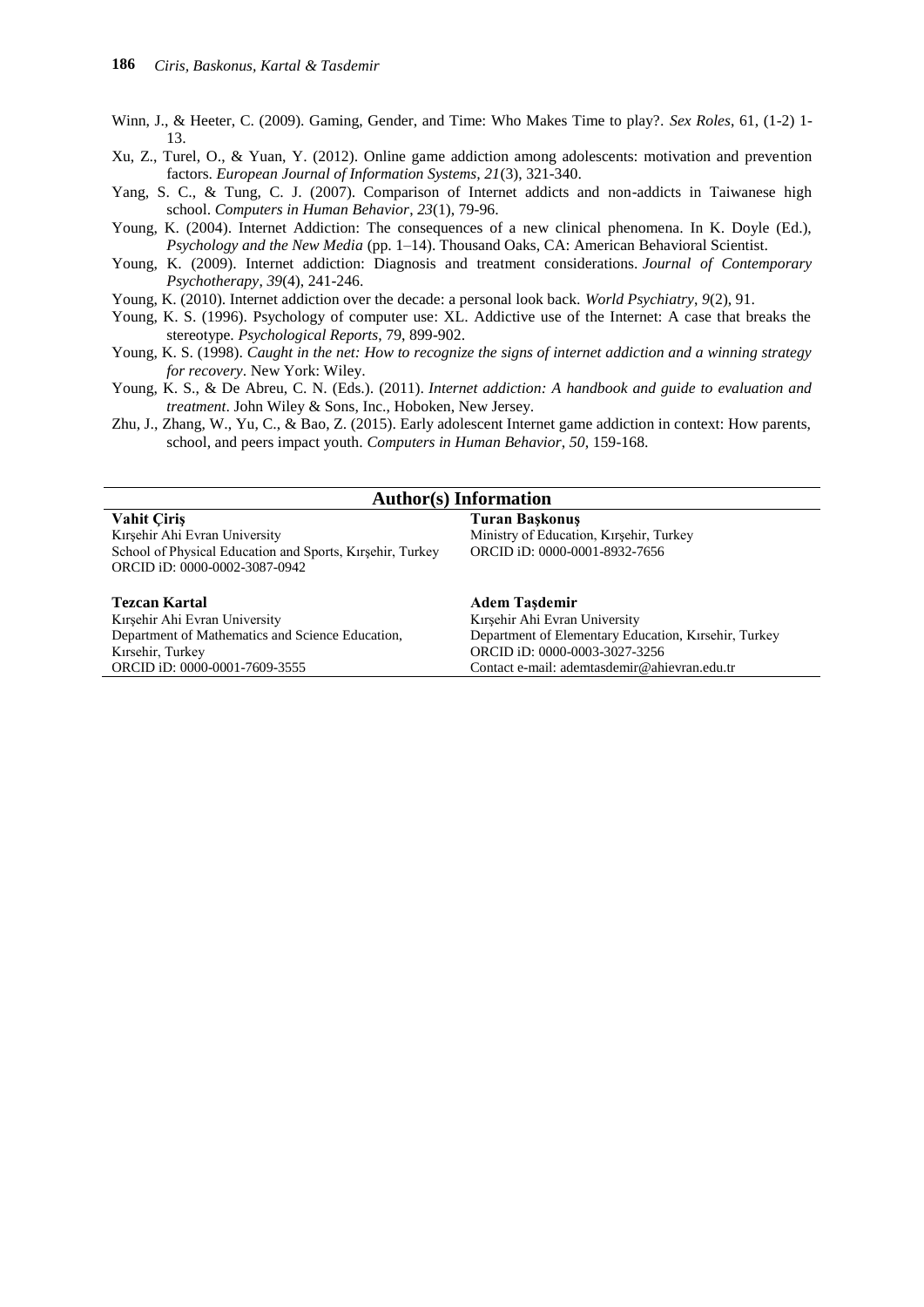Winn, J., & Heeter, C. (2009). Gaming, Gender, and Time: Who Makes Time to play?. *Sex Roles*, 61, (1-2) 1-13.

Xu, Z., Turel, O., & Yuan, Y. (2012). Online game addiction among adolescents: motivation and prevention factors. *European Journal of Information Systems, 21*(3), 321-340.

Yang, S. C., & Tung, C. J. (2007). Comparison of Internet addicts and non-addicts in Taiwanese high school. *Computers in Human Behavior*, *23*(1), 79-96.

Young, K. (2004). Internet Addiction: The consequences of a new clinical phenomena. In K. Doyle (Ed.), *Psychology and the New Media* (pp. 1–14). Thousand Oaks, CA: American Behavioral Scientist.

Young, K. (2009). Internet addiction: Diagnosis and treatment considerations. *Journal of Contemporary Psychotherapy*, *39*(4), 241-246.

Young, K. (2010). Internet addiction over the decade: a personal look back. *World Psychiatry*, *9*(2), 91.

Young, K. S. (1996). Psychology of computer use: XL. Addictive use of the Internet: A case that breaks the stereotype. *Psychological Reports*, 79, 899-902.

Young, K. S. (1998). *Caught in the net: How to recognize the signs of internet addiction and a winning strategy for recovery*. New York: Wiley.

Young, K. S., & De Abreu, C. N. (Eds.). (2011). *Internet addiction: A handbook and guide to evaluation and treatment*. John Wiley & Sons, Inc., Hoboken, New Jersey.

Zhu, J., Zhang, W., Yu, C., & Bao, Z. (2015). Early adolescent Internet game addiction in context: How parents, school, and peers impact youth. *Computers in Human Behavior*, *50*, 159-168.

## Author(s) Information

**Vahit Çiriş**
Kırşehir Ahi Evran University
School of Physical Education and Sports, Kırşehir, Turkey
ORCID iD: 0000-0002-3087-0942

**Turan Başkonuş**
Ministry of Education, Kırşehir, Turkey
ORCID iD: 0000-0001-8932-7656

**Tezcan Kartal**
Kırşehir Ahi Evran University
Department of Mathematics and Science Education, Kırsehir, Turkey
ORCID iD: 0000-0001-7609-3555

**Adem Taşdemir**
Kırşehir Ahi Evran University
Department of Elementary Education, Kırsehir, Turkey
ORCID iD: 0000-0003-3027-3256
Contact e-mail: ademtasdemir@ahievran.edu.tr